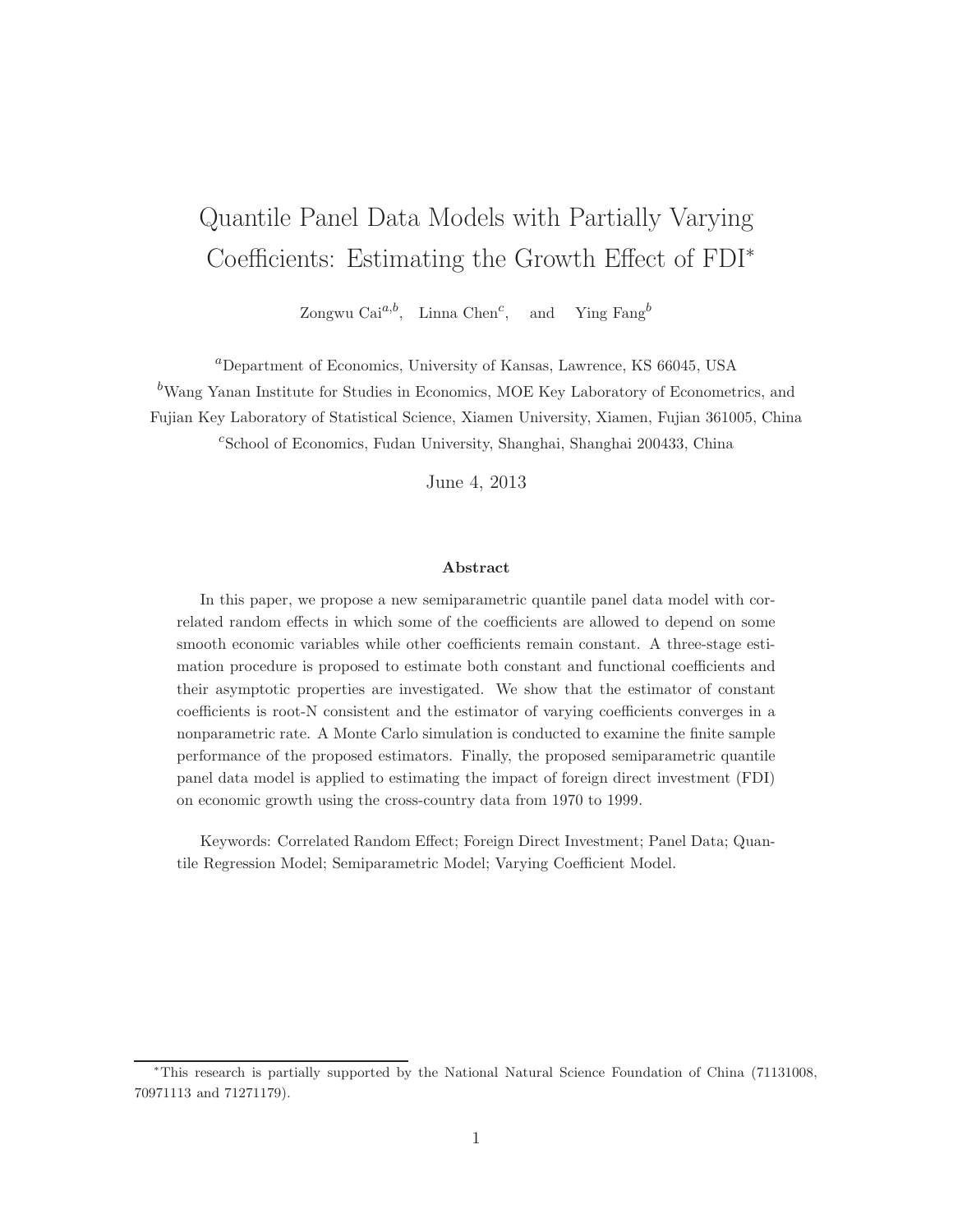# Quantile Panel Data Models with Partially Varying Coefficients: Estimating the Growth Effect of FDI[*]

Zongwu Cai[a,b], Linna Chen[c], and Ying Fang[b]

[a]Department of Economics, University of Kansas, Lawrence, KS 66045, USA

[b]Wang Yanan Institute for Studies in Economics, MOE Key Laboratory of Econometrics, and Fujian Key Laboratory of Statistical Science, Xiamen University, Xiamen, Fujian 361005, China

[c]School of Economics, Fudan University, Shanghai, Shanghai 200433, China

June 4, 2013

**Abstract**

In this paper, we propose a new semiparametric quantile panel data model with correlated random effects in which some of the coefficients are allowed to depend on some smooth economic variables while other coefficients remain constant. A three-stage estimation procedure is proposed to estimate both constant and functional coefficients and their asymptotic properties are investigated. We show that the estimator of constant coefficients is root-N consistent and the estimator of varying coefficients converges in a nonparametric rate. A Monte Carlo simulation is conducted to examine the finite sample performance of the proposed estimators. Finally, the proposed semiparametric quantile panel data model is applied to estimating the impact of foreign direct investment (FDI) on economic growth using the cross-country data from 1970 to 1999.

Keywords: Correlated Random Effect; Foreign Direct Investment; Panel Data; Quantile Regression Model; Semiparametric Model; Varying Coefficient Model.

[*]This research is partially supported by the National Natural Science Foundation of China (71131008, 70971113 and 71271179).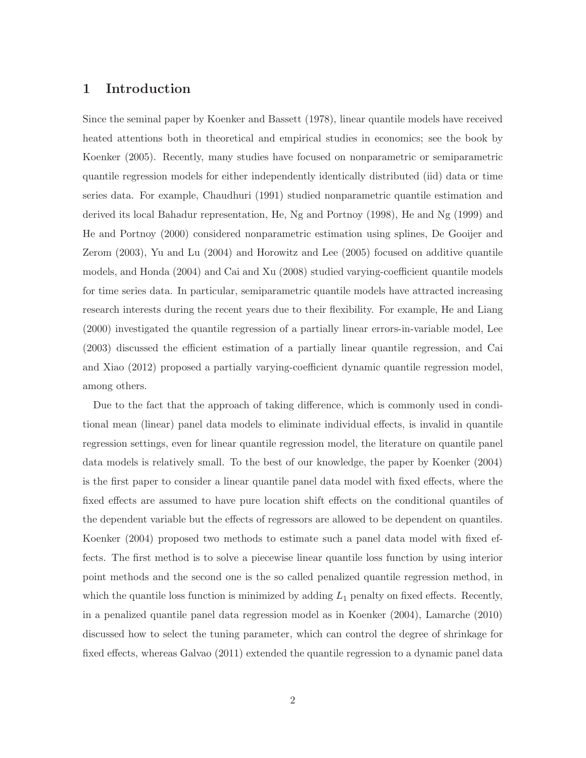# 1 Introduction

Since the seminal paper by Koenker and Bassett (1978), linear quantile models have received heated attentions both in theoretical and empirical studies in economics; see the book by Koenker (2005). Recently, many studies have focused on nonparametric or semiparametric quantile regression models for either independently identically distributed (iid) data or time series data. For example, Chaudhuri (1991) studied nonparametric quantile estimation and derived its local Bahadur representation, He, Ng and Portnoy (1998), He and Ng (1999) and He and Portnoy (2000) considered nonparametric estimation using splines, De Gooijer and Zerom (2003), Yu and Lu (2004) and Horowitz and Lee (2005) focused on additive quantile models, and Honda (2004) and Cai and Xu (2008) studied varying-coefficient quantile models for time series data. In particular, semiparametric quantile models have attracted increasing research interests during the recent years due to their flexibility. For example, He and Liang (2000) investigated the quantile regression of a partially linear errors-in-variable model, Lee (2003) discussed the efficient estimation of a partially linear quantile regression, and Cai and Xiao (2012) proposed a partially varying-coefficient dynamic quantile regression model, among others.

Due to the fact that the approach of taking difference, which is commonly used in conditional mean (linear) panel data models to eliminate individual effects, is invalid in quantile regression settings, even for linear quantile regression model, the literature on quantile panel data models is relatively small. To the best of our knowledge, the paper by Koenker (2004) is the first paper to consider a linear quantile panel data model with fixed effects, where the fixed effects are assumed to have pure location shift effects on the conditional quantiles of the dependent variable but the effects of regressors are allowed to be dependent on quantiles. Koenker (2004) proposed two methods to estimate such a panel data model with fixed effects. The first method is to solve a piecewise linear quantile loss function by using interior point methods and the second one is the so called penalized quantile regression method, in which the quantile loss function is minimized by adding $L_1$ penalty on fixed effects. Recently, in a penalized quantile panel data regression model as in Koenker (2004), Lamarche (2010) discussed how to select the tuning parameter, which can control the degree of shrinkage for fixed effects, whereas Galvao (2011) extended the quantile regression to a dynamic panel data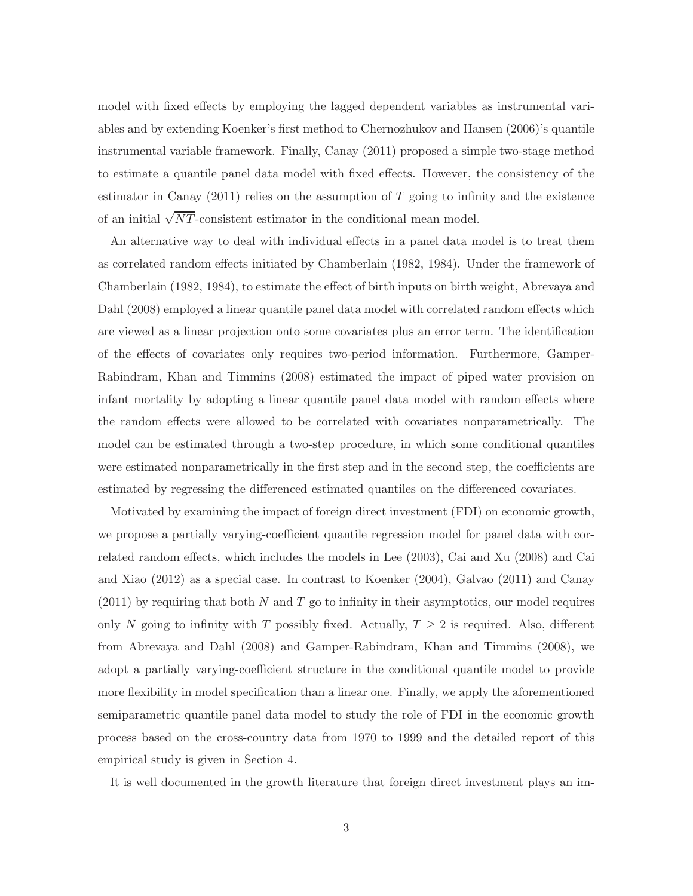model with fixed effects by employing the lagged dependent variables as instrumental variables and by extending Koenker's first method to Chernozhukov and Hansen (2006)'s quantile instrumental variable framework. Finally, Canay (2011) proposed a simple two-stage method to estimate a quantile panel data model with fixed effects. However, the consistency of the estimator in Canay (2011) relies on the assumption of $T$ going to infinity and the existence of an initial $\sqrt{NT}$-consistent estimator in the conditional mean model.

An alternative way to deal with individual effects in a panel data model is to treat them as correlated random effects initiated by Chamberlain (1982, 1984). Under the framework of Chamberlain (1982, 1984), to estimate the effect of birth inputs on birth weight, Abrevaya and Dahl (2008) employed a linear quantile panel data model with correlated random effects which are viewed as a linear projection onto some covariates plus an error term. The identification of the effects of covariates only requires two-period information. Furthermore, Gamper-Rabindram, Khan and Timmins (2008) estimated the impact of piped water provision on infant mortality by adopting a linear quantile panel data model with random effects where the random effects were allowed to be correlated with covariates nonparametrically. The model can be estimated through a two-step procedure, in which some conditional quantiles were estimated nonparametrically in the first step and in the second step, the coefficients are estimated by regressing the differenced estimated quantiles on the differenced covariates.

Motivated by examining the impact of foreign direct investment (FDI) on economic growth, we propose a partially varying-coefficient quantile regression model for panel data with correlated random effects, which includes the models in Lee (2003), Cai and Xu (2008) and Cai and Xiao (2012) as a special case. In contrast to Koenker (2004), Galvao (2011) and Canay (2011) by requiring that both $N$ and $T$ go to infinity in their asymptotics, our model requires only $N$ going to infinity with $T$ possibly fixed. Actually, $T \geq 2$ is required. Also, different from Abrevaya and Dahl (2008) and Gamper-Rabindram, Khan and Timmins (2008), we adopt a partially varying-coefficient structure in the conditional quantile model to provide more flexibility in model specification than a linear one. Finally, we apply the aforementioned semiparametric quantile panel data model to study the role of FDI in the economic growth process based on the cross-country data from 1970 to 1999 and the detailed report of this empirical study is given in Section 4.

It is well documented in the growth literature that foreign direct investment plays an im-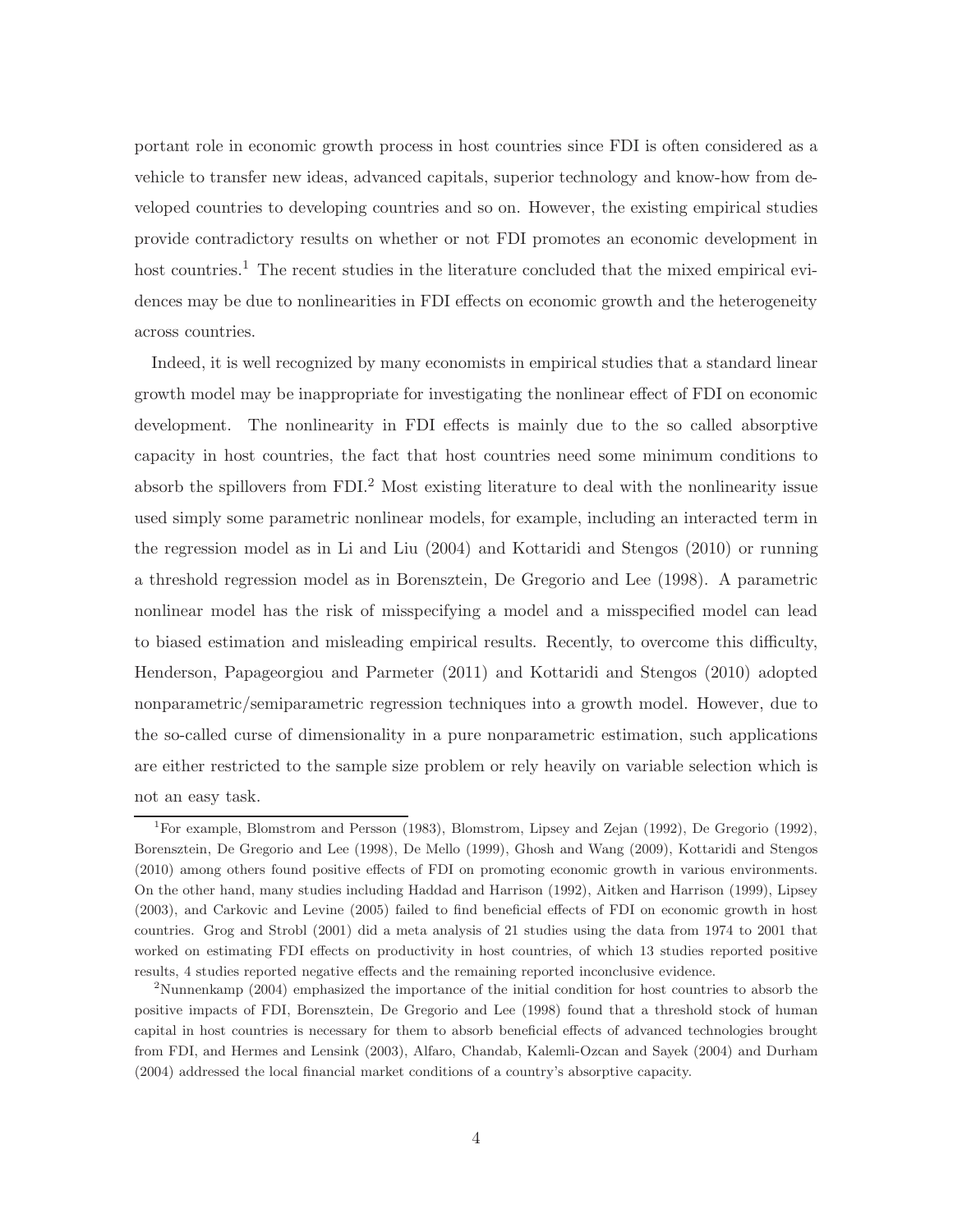portant role in economic growth process in host countries since FDI is often considered as a vehicle to transfer new ideas, advanced capitals, superior technology and know-how from developed countries to developing countries and so on. However, the existing empirical studies provide contradictory results on whether or not FDI promotes an economic development in host countries.[1] The recent studies in the literature concluded that the mixed empirical evidences may be due to nonlinearities in FDI effects on economic growth and the heterogeneity across countries.

Indeed, it is well recognized by many economists in empirical studies that a standard linear growth model may be inappropriate for investigating the nonlinear effect of FDI on economic development. The nonlinearity in FDI effects is mainly due to the so called absorptive capacity in host countries, the fact that host countries need some minimum conditions to absorb the spillovers from FDI.[2] Most existing literature to deal with the nonlinearity issue used simply some parametric nonlinear models, for example, including an interacted term in the regression model as in Li and Liu (2004) and Kottaridi and Stengos (2010) or running a threshold regression model as in Borensztein, De Gregorio and Lee (1998). A parametric nonlinear model has the risk of misspecifying a model and a misspecified model can lead to biased estimation and misleading empirical results. Recently, to overcome this difficulty, Henderson, Papageorgiou and Parmeter (2011) and Kottaridi and Stengos (2010) adopted nonparametric/semiparametric regression techniques into a growth model. However, due to the so-called curse of dimensionality in a pure nonparametric estimation, such applications are either restricted to the sample size problem or rely heavily on variable selection which is not an easy task.

[1] For example, Blomstrom and Persson (1983), Blomstrom, Lipsey and Zejan (1992), De Gregorio (1992), Borensztein, De Gregorio and Lee (1998), De Mello (1999), Ghosh and Wang (2009), Kottaridi and Stengos (2010) among others found positive effects of FDI on promoting economic growth in various environments. On the other hand, many studies including Haddad and Harrison (1992), Aitken and Harrison (1999), Lipsey (2003), and Carkovic and Levine (2005) failed to find beneficial effects of FDI on economic growth in host countries. Grog and Strobl (2001) did a meta analysis of 21 studies using the data from 1974 to 2001 that worked on estimating FDI effects on productivity in host countries, of which 13 studies reported positive results, 4 studies reported negative effects and the remaining reported inconclusive evidence.

[2] Nunnenkamp (2004) emphasized the importance of the initial condition for host countries to absorb the positive impacts of FDI, Borensztein, De Gregorio and Lee (1998) found that a threshold stock of human capital in host countries is necessary for them to absorb beneficial effects of advanced technologies brought from FDI, and Hermes and Lensink (2003), Alfaro, Chandab, Kalemli-Ozcan and Sayek (2004) and Durham (2004) addressed the local financial market conditions of a country's absorptive capacity.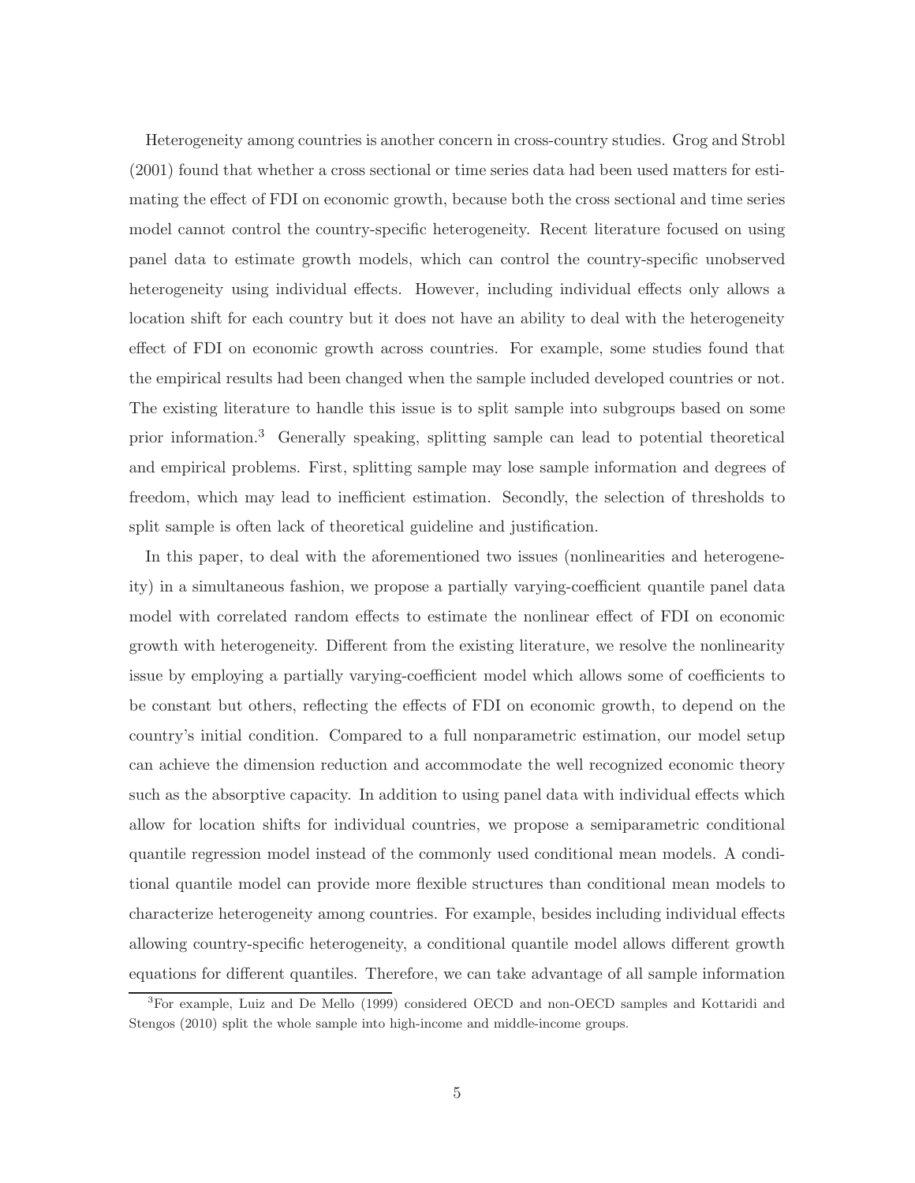Heterogeneity among countries is another concern in cross-country studies. Grog and Strobl (2001) found that whether a cross sectional or time series data had been used matters for estimating the effect of FDI on economic growth, because both the cross sectional and time series model cannot control the country-specific heterogeneity. Recent literature focused on using panel data to estimate growth models, which can control the country-specific unobserved heterogeneity using individual effects. However, including individual effects only allows a location shift for each country but it does not have an ability to deal with the heterogeneity effect of FDI on economic growth across countries. For example, some studies found that the empirical results had been changed when the sample included developed countries or not. The existing literature to handle this issue is to split sample into subgroups based on some prior information.[3] Generally speaking, splitting sample can lead to potential theoretical and empirical problems. First, splitting sample may lose sample information and degrees of freedom, which may lead to inefficient estimation. Secondly, the selection of thresholds to split sample is often lack of theoretical guideline and justification.

In this paper, to deal with the aforementioned two issues (nonlinearities and heterogeneity) in a simultaneous fashion, we propose a partially varying-coefficient quantile panel data model with correlated random effects to estimate the nonlinear effect of FDI on economic growth with heterogeneity. Different from the existing literature, we resolve the nonlinearity issue by employing a partially varying-coefficient model which allows some of coefficients to be constant but others, reflecting the effects of FDI on economic growth, to depend on the country's initial condition. Compared to a full nonparametric estimation, our model setup can achieve the dimension reduction and accommodate the well recognized economic theory such as the absorptive capacity. In addition to using panel data with individual effects which allow for location shifts for individual countries, we propose a semiparametric conditional quantile regression model instead of the commonly used conditional mean models. A conditional quantile model can provide more flexible structures than conditional mean models to characterize heterogeneity among countries. For example, besides including individual effects allowing country-specific heterogeneity, a conditional quantile model allows different growth equations for different quantiles. Therefore, we can take advantage of all sample information

[3] For example, Luiz and De Mello (1999) considered OECD and non-OECD samples and Kottaridi and Stengos (2010) split the whole sample into high-income and middle-income groups.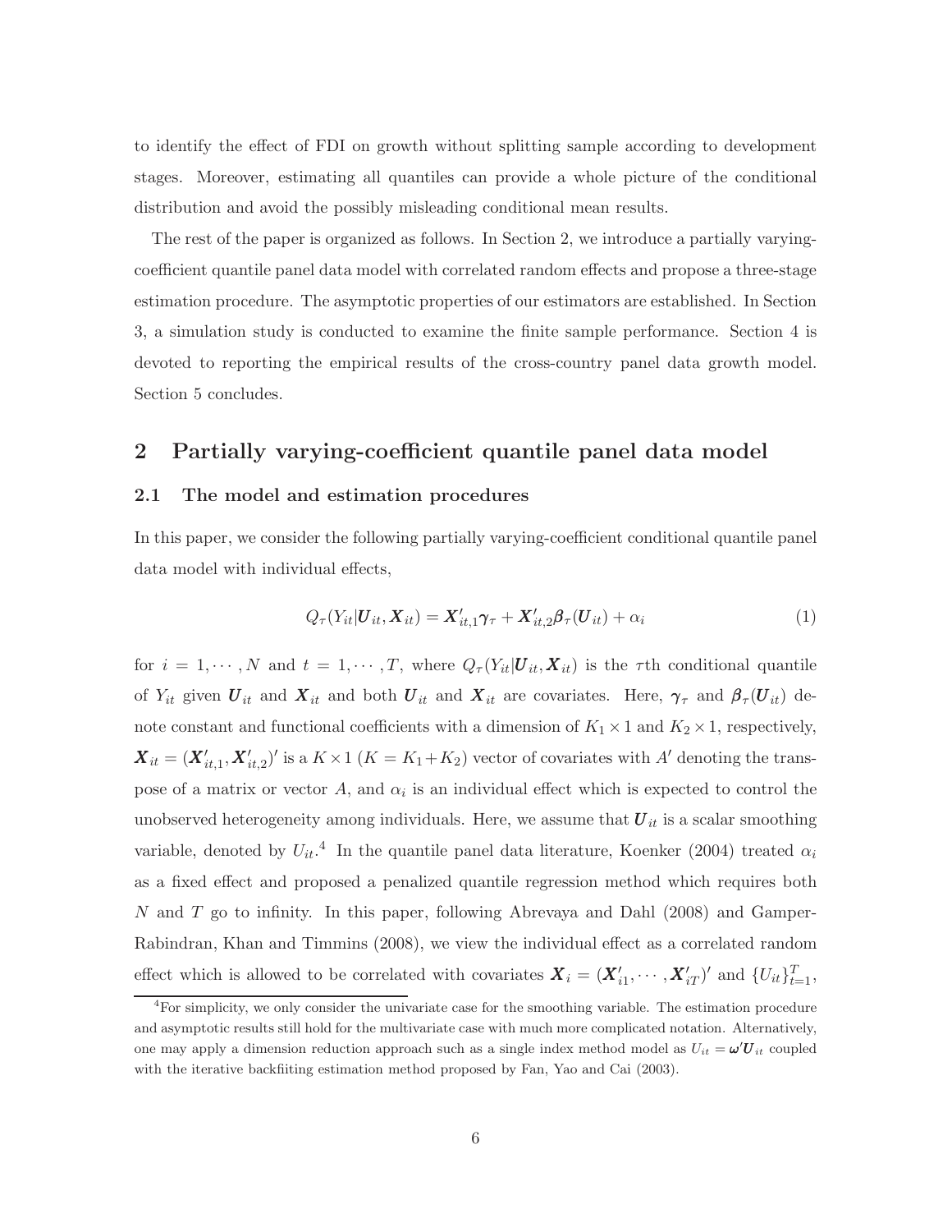to identify the effect of FDI on growth without splitting sample according to development stages. Moreover, estimating all quantiles can provide a whole picture of the conditional distribution and avoid the possibly misleading conditional mean results.

The rest of the paper is organized as follows. In Section 2, we introduce a partially varying-coefficient quantile panel data model with correlated random effects and propose a three-stage estimation procedure. The asymptotic properties of our estimators are established. In Section 3, a simulation study is conducted to examine the finite sample performance. Section 4 is devoted to reporting the empirical results of the cross-country panel data growth model. Section 5 concludes.

## 2 Partially varying-coefficient quantile panel data model

### 2.1 The model and estimation procedures

In this paper, we consider the following partially varying-coefficient conditional quantile panel data model with individual effects,

$$Q_\tau(Y_{it}|\boldsymbol{U}_{it}, \boldsymbol{X}_{it}) = \boldsymbol{X}'_{it,1}\boldsymbol{\gamma}_\tau + \boldsymbol{X}'_{it,2}\boldsymbol{\beta}_\tau(\boldsymbol{U}_{it}) + \alpha_i \tag{1}$$

for $i = 1, \cdots, N$ and $t = 1, \cdots, T$, where $Q_\tau(Y_{it}|\boldsymbol{U}_{it}, \boldsymbol{X}_{it})$ is the $\tau$th conditional quantile of $Y_{it}$ given $\boldsymbol{U}_{it}$ and $\boldsymbol{X}_{it}$ and both $\boldsymbol{U}_{it}$ and $\boldsymbol{X}_{it}$ are covariates. Here, $\boldsymbol{\gamma}_\tau$ and $\boldsymbol{\beta}_\tau(\boldsymbol{U}_{it})$ denote constant and functional coefficients with a dimension of $K_1 \times 1$ and $K_2 \times 1$, respectively, $\boldsymbol{X}_{it} = (\boldsymbol{X}'_{it,1}, \boldsymbol{X}'_{it,2})'$ is a $K \times 1$ ($K = K_1 + K_2$) vector of covariates with $A'$ denoting the transpose of a matrix or vector $A$, and $\alpha_i$ is an individual effect which is expected to control the unobserved heterogeneity among individuals. Here, we assume that $\boldsymbol{U}_{it}$ is a scalar smoothing variable, denoted by $U_{it}$.[4] In the quantile panel data literature, Koenker (2004) treated $\alpha_i$ as a fixed effect and proposed a penalized quantile regression method which requires both $N$ and $T$ go to infinity. In this paper, following Abrevaya and Dahl (2008) and Gamper-Rabindran, Khan and Timmins (2008), we view the individual effect as a correlated random effect which is allowed to be correlated with covariates $\boldsymbol{X}_i = (\boldsymbol{X}'_{i1}, \cdots, \boldsymbol{X}'_{iT})'$ and $\{U_{it}\}_{t=1}^T$,

[4] For simplicity, we only consider the univariate case for the smoothing variable. The estimation procedure and asymptotic results still hold for the multivariate case with much more complicated notation. Alternatively, one may apply a dimension reduction approach such as a single index method model as $U_{it} = \boldsymbol{\omega}'\boldsymbol{U}_{it}$ coupled with the iterative backfiiting estimation method proposed by Fan, Yao and Cai (2003).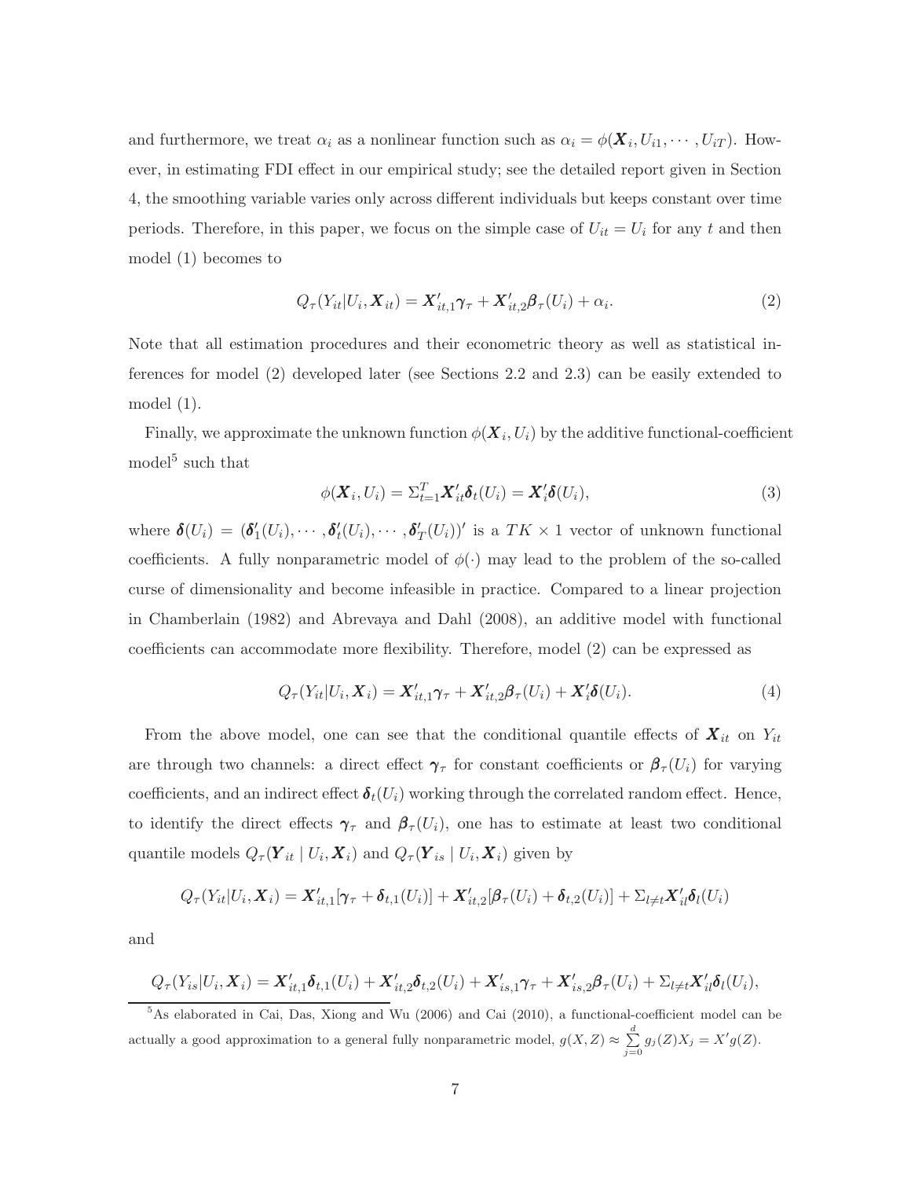and furthermore, we treat $\alpha_i$ as a nonlinear function such as $\alpha_i = \phi(\boldsymbol{X}_i, U_{i1}, \cdots, U_{iT})$. However, in estimating FDI effect in our empirical study; see the detailed report given in Section 4, the smoothing variable varies only across different individuals but keeps constant over time periods. Therefore, in this paper, we focus on the simple case of $U_{it} = U_i$ for any $t$ and then model (1) becomes to

$$Q_\tau(Y_{it}|U_i, \boldsymbol{X}_{it}) = \boldsymbol{X}'_{it,1}\boldsymbol{\gamma}_\tau + \boldsymbol{X}'_{it,2}\boldsymbol{\beta}_\tau(U_i) + \alpha_i. \tag{2}$$

Note that all estimation procedures and their econometric theory as well as statistical inferences for model (2) developed later (see Sections 2.2 and 2.3) can be easily extended to model (1).

Finally, we approximate the unknown function $\phi(\boldsymbol{X}_i, U_i)$ by the additive functional-coefficient model[5] such that

$$\phi(\boldsymbol{X}_i, U_i) = \Sigma_{t=1}^{T}\boldsymbol{X}'_{it}\boldsymbol{\delta}_t(U_i) = \boldsymbol{X}'_i\boldsymbol{\delta}(U_i), \tag{3}$$

where $\boldsymbol{\delta}(U_i) = (\boldsymbol{\delta}'_1(U_i), \cdots, \boldsymbol{\delta}'_t(U_i), \cdots, \boldsymbol{\delta}'_T(U_i))'$ is a $TK \times 1$ vector of unknown functional coefficients. A fully nonparametric model of $\phi(\cdot)$ may lead to the problem of the so-called curse of dimensionality and become infeasible in practice. Compared to a linear projection in Chamberlain (1982) and Abrevaya and Dahl (2008), an additive model with functional coefficients can accommodate more flexibility. Therefore, model (2) can be expressed as

$$Q_\tau(Y_{it}|U_i, \boldsymbol{X}_i) = \boldsymbol{X}'_{it,1}\boldsymbol{\gamma}_\tau + \boldsymbol{X}'_{it,2}\boldsymbol{\beta}_\tau(U_i) + \boldsymbol{X}'_i\boldsymbol{\delta}(U_i). \tag{4}$$

From the above model, one can see that the conditional quantile effects of $\boldsymbol{X}_{it}$ on $Y_{it}$ are through two channels: a direct effect $\boldsymbol{\gamma}_\tau$ for constant coefficients or $\boldsymbol{\beta}_\tau(U_i)$ for varying coefficients, and an indirect effect $\boldsymbol{\delta}_t(U_i)$ working through the correlated random effect. Hence, to identify the direct effects $\boldsymbol{\gamma}_\tau$ and $\boldsymbol{\beta}_\tau(U_i)$, one has to estimate at least two conditional quantile models $Q_\tau(\boldsymbol{Y}_{it} \mid U_i, \boldsymbol{X}_i)$ and $Q_\tau(\boldsymbol{Y}_{is} \mid U_i, \boldsymbol{X}_i)$ given by

$$Q_\tau(Y_{it}|U_i, \boldsymbol{X}_i) = \boldsymbol{X}'_{it,1}[\boldsymbol{\gamma}_\tau + \boldsymbol{\delta}_{t,1}(U_i)] + \boldsymbol{X}'_{it,2}[\boldsymbol{\beta}_\tau(U_i) + \boldsymbol{\delta}_{t,2}(U_i)] + \Sigma_{l\neq t}\boldsymbol{X}'_{il}\boldsymbol{\delta}_l(U_i)$$

and

$$Q_\tau(Y_{is}|U_i, \boldsymbol{X}_i) = \boldsymbol{X}'_{it,1}\boldsymbol{\delta}_{t,1}(U_i) + \boldsymbol{X}'_{it,2}\boldsymbol{\delta}_{t,2}(U_i) + \boldsymbol{X}'_{is,1}\boldsymbol{\gamma}_\tau + \boldsymbol{X}'_{is,2}\boldsymbol{\beta}_\tau(U_i) + \Sigma_{l\neq t}\boldsymbol{X}'_{il}\boldsymbol{\delta}_l(U_i),$$

[5] As elaborated in Cai, Das, Xiong and Wu (2006) and Cai (2010), a functional-coefficient model can be actually a good approximation to a general fully nonparametric model, $g(X, Z) \approx \sum_{j=0}^{d} g_j(Z)X_j = X'g(Z)$.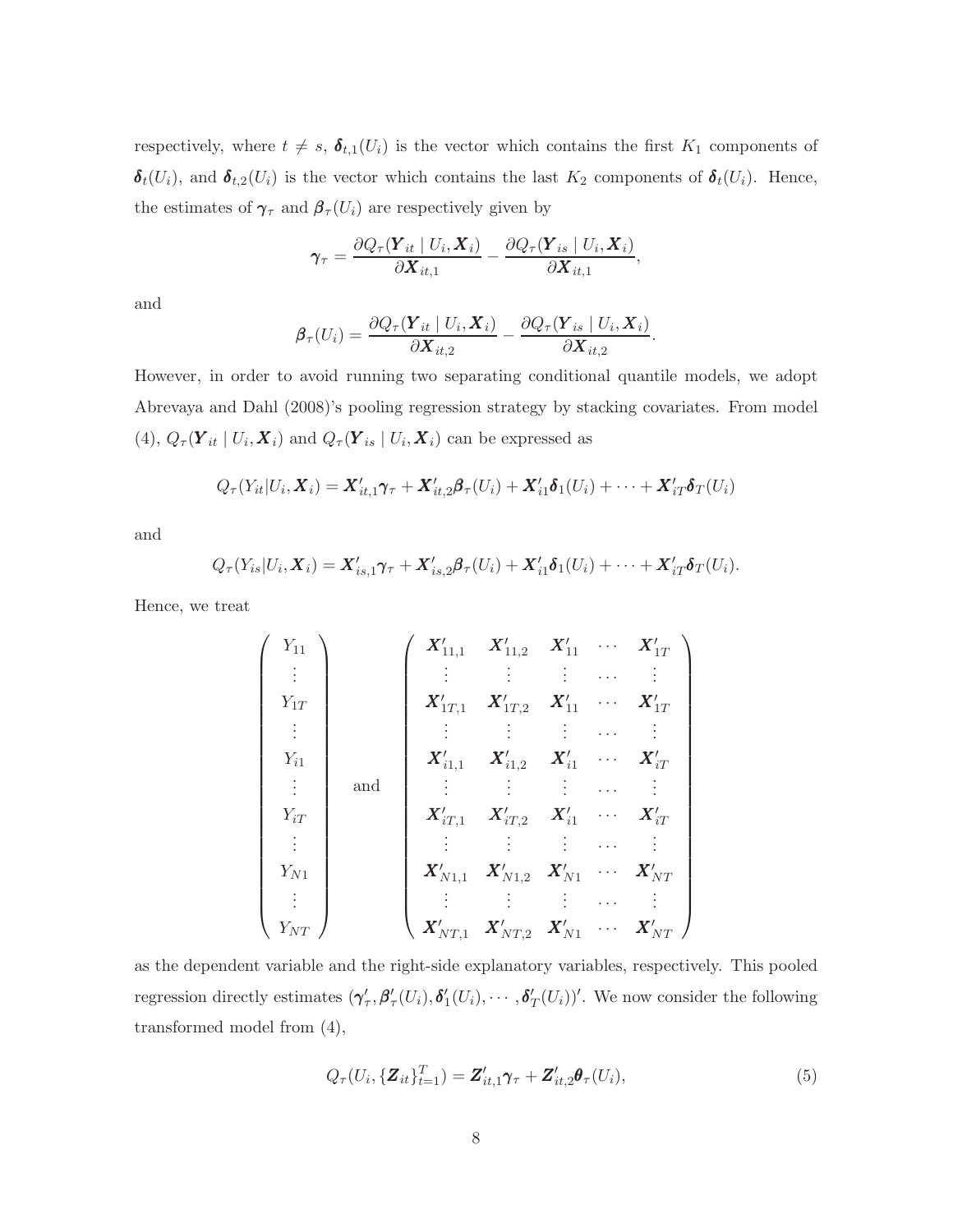respectively, where $t \neq s$, $\boldsymbol{\delta}_{t,1}(U_i)$ is the vector which contains the first $K_1$ components of $\boldsymbol{\delta}_t(U_i)$, and $\boldsymbol{\delta}_{t,2}(U_i)$ is the vector which contains the last $K_2$ components of $\boldsymbol{\delta}_t(U_i)$. Hence, the estimates of $\boldsymbol{\gamma}_\tau$ and $\boldsymbol{\beta}_\tau(U_i)$ are respectively given by

$$\boldsymbol{\gamma}_\tau = \frac{\partial Q_\tau(\boldsymbol{Y}_{it} \mid U_i, \boldsymbol{X}_i)}{\partial \boldsymbol{X}_{it,1}} - \frac{\partial Q_\tau(\boldsymbol{Y}_{is} \mid U_i, \boldsymbol{X}_i)}{\partial \boldsymbol{X}_{it,1}},$$

and

$$\boldsymbol{\beta}_\tau(U_i) = \frac{\partial Q_\tau(\boldsymbol{Y}_{it} \mid U_i, \boldsymbol{X}_i)}{\partial \boldsymbol{X}_{it,2}} - \frac{\partial Q_\tau(\boldsymbol{Y}_{is} \mid U_i, \boldsymbol{X}_i)}{\partial \boldsymbol{X}_{it,2}}.$$

However, in order to avoid running two separating conditional quantile models, we adopt Abrevaya and Dahl (2008)'s pooling regression strategy by stacking covariates. From model (4), $Q_\tau(\boldsymbol{Y}_{it} \mid U_i, \boldsymbol{X}_i)$ and $Q_\tau(\boldsymbol{Y}_{is} \mid U_i, \boldsymbol{X}_i)$ can be expressed as

$$Q_\tau(Y_{it}|U_i, \boldsymbol{X}_i) = \boldsymbol{X}'_{it,1}\boldsymbol{\gamma}_\tau + \boldsymbol{X}'_{it,2}\boldsymbol{\beta}_\tau(U_i) + \boldsymbol{X}'_{i1}\boldsymbol{\delta}_1(U_i) + \cdots + \boldsymbol{X}'_{iT}\boldsymbol{\delta}_T(U_i)$$

and

$$Q_\tau(Y_{is}|U_i, \boldsymbol{X}_i) = \boldsymbol{X}'_{is,1}\boldsymbol{\gamma}_\tau + \boldsymbol{X}'_{is,2}\boldsymbol{\beta}_\tau(U_i) + \boldsymbol{X}'_{i1}\boldsymbol{\delta}_1(U_i) + \cdots + \boldsymbol{X}'_{iT}\boldsymbol{\delta}_T(U_i).$$

Hence, we treat

$$\begin{pmatrix} Y_{11} \\ \vdots \\ Y_{1T} \\ \vdots \\ Y_{i1} \\ \vdots \\ Y_{iT} \\ \vdots \\ Y_{N1} \\ \vdots \\ Y_{NT} \end{pmatrix} \quad \text{and} \quad \begin{pmatrix} \boldsymbol{X}'_{11,1} & \boldsymbol{X}'_{11,2} & \boldsymbol{X}'_{11} & \cdots & \boldsymbol{X}'_{1T} \\ \vdots & \vdots & \vdots & \cdots & \vdots \\ \boldsymbol{X}'_{1T,1} & \boldsymbol{X}'_{1T,2} & \boldsymbol{X}'_{11} & \cdots & \boldsymbol{X}'_{1T} \\ \vdots & \vdots & \vdots & \cdots & \vdots \\ \boldsymbol{X}'_{i1,1} & \boldsymbol{X}'_{i1,2} & \boldsymbol{X}'_{i1} & \cdots & \boldsymbol{X}'_{iT} \\ \vdots & \vdots & \vdots & \cdots & \vdots \\ \boldsymbol{X}'_{iT,1} & \boldsymbol{X}'_{iT,2} & \boldsymbol{X}'_{i1} & \cdots & \boldsymbol{X}'_{iT} \\ \vdots & \vdots & \vdots & \cdots & \vdots \\ \boldsymbol{X}'_{N1,1} & \boldsymbol{X}'_{N1,2} & \boldsymbol{X}'_{N1} & \cdots & \boldsymbol{X}'_{NT} \\ \vdots & \vdots & \vdots & \cdots & \vdots \\ \boldsymbol{X}'_{NT,1} & \boldsymbol{X}'_{NT,2} & \boldsymbol{X}'_{N1} & \cdots & \boldsymbol{X}'_{NT} \end{pmatrix}$$

as the dependent variable and the right-side explanatory variables, respectively. This pooled regression directly estimates $(\boldsymbol{\gamma}'_\tau, \boldsymbol{\beta}'_\tau(U_i), \boldsymbol{\delta}'_1(U_i), \cdots, \boldsymbol{\delta}'_T(U_i))'$. We now consider the following transformed model from (4),

$$Q_\tau(U_i, \{\boldsymbol{Z}_{it}\}_{t=1}^T) = \boldsymbol{Z}'_{it,1}\boldsymbol{\gamma}_\tau + \boldsymbol{Z}'_{it,2}\boldsymbol{\theta}_\tau(U_i), \tag{5}$$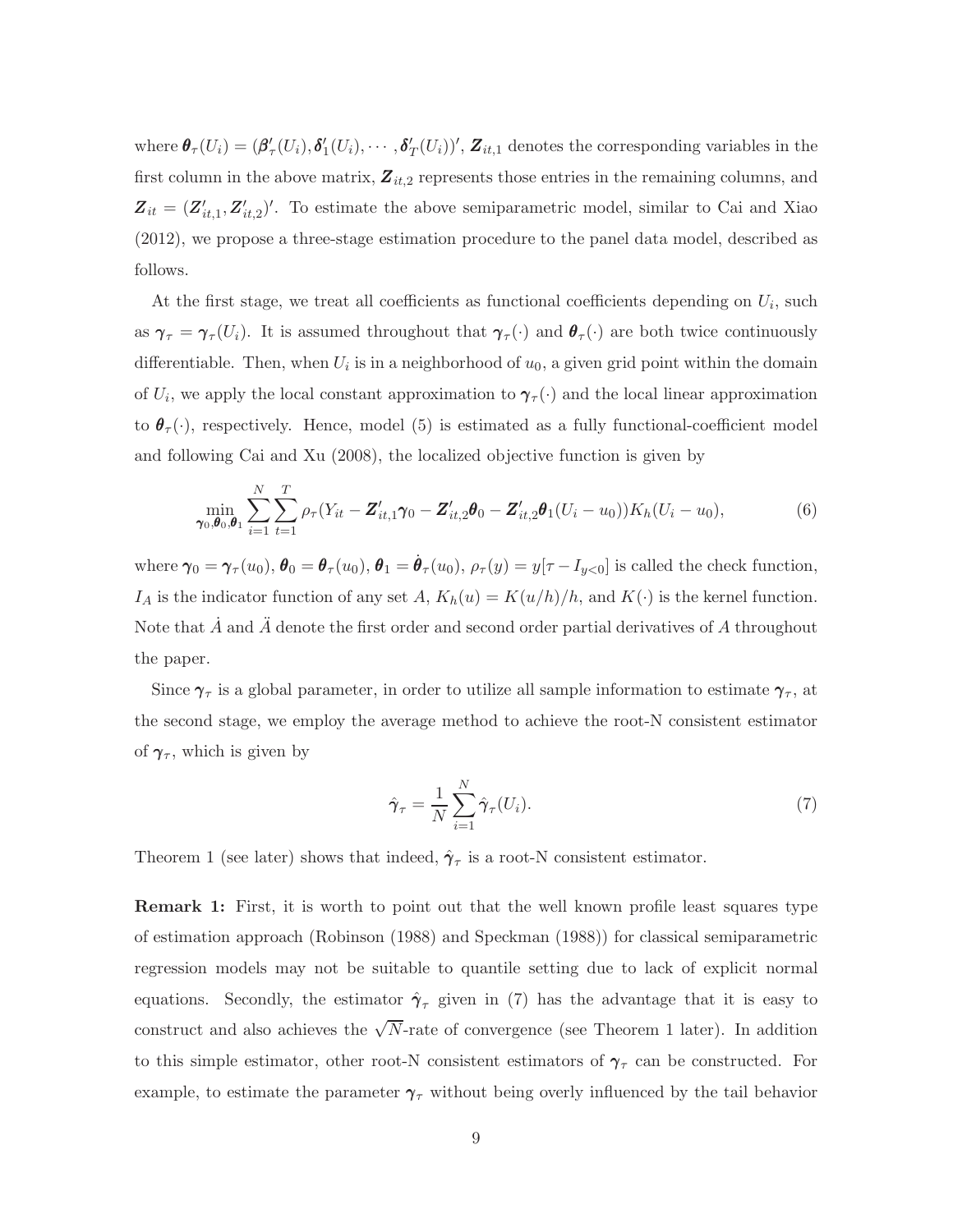where $\boldsymbol{\theta}_\tau(U_i) = (\boldsymbol{\beta}'_\tau(U_i), \boldsymbol{\delta}'_1(U_i), \cdots, \boldsymbol{\delta}'_T(U_i))'$, $\boldsymbol{Z}_{it,1}$ denotes the corresponding variables in the first column in the above matrix, $\boldsymbol{Z}_{it,2}$ represents those entries in the remaining columns, and $\boldsymbol{Z}_{it} = (\boldsymbol{Z}'_{it,1}, \boldsymbol{Z}'_{it,2})'$. To estimate the above semiparametric model, similar to Cai and Xiao (2012), we propose a three-stage estimation procedure to the panel data model, described as follows.

At the first stage, we treat all coefficients as functional coefficients depending on $U_i$, such as $\boldsymbol{\gamma}_\tau = \boldsymbol{\gamma}_\tau(U_i)$. It is assumed throughout that $\boldsymbol{\gamma}_\tau(\cdot)$ and $\boldsymbol{\theta}_\tau(\cdot)$ are both twice continuously differentiable. Then, when $U_i$ is in a neighborhood of $u_0$, a given grid point within the domain of $U_i$, we apply the local constant approximation to $\boldsymbol{\gamma}_\tau(\cdot)$ and the local linear approximation to $\boldsymbol{\theta}_\tau(\cdot)$, respectively. Hence, model (5) is estimated as a fully functional-coefficient model and following Cai and Xu (2008), the localized objective function is given by

$$\min_{\boldsymbol{\gamma}_0, \boldsymbol{\theta}_0, \boldsymbol{\theta}_1} \sum_{i=1}^{N} \sum_{t=1}^{T} \rho_\tau(Y_{it} - \boldsymbol{Z}'_{it,1}\boldsymbol{\gamma}_0 - \boldsymbol{Z}'_{it,2}\boldsymbol{\theta}_0 - \boldsymbol{Z}'_{it,2}\boldsymbol{\theta}_1(U_i - u_0))K_h(U_i - u_0), \tag{6}$$

where $\boldsymbol{\gamma}_0 = \boldsymbol{\gamma}_\tau(u_0)$, $\boldsymbol{\theta}_0 = \boldsymbol{\theta}_\tau(u_0)$, $\boldsymbol{\theta}_1 = \dot{\boldsymbol{\theta}}_\tau(u_0)$, $\rho_\tau(y) = y[\tau - I_{y<0}]$ is called the check function, $I_A$ is the indicator function of any set $A$, $K_h(u) = K(u/h)/h$, and $K(\cdot)$ is the kernel function. Note that $\dot{A}$ and $\ddot{A}$ denote the first order and second order partial derivatives of $A$ throughout the paper.

Since $\boldsymbol{\gamma}_\tau$ is a global parameter, in order to utilize all sample information to estimate $\boldsymbol{\gamma}_\tau$, at the second stage, we employ the average method to achieve the root-N consistent estimator of $\boldsymbol{\gamma}_\tau$, which is given by

$$\hat{\boldsymbol{\gamma}}_\tau = \frac{1}{N} \sum_{i=1}^{N} \hat{\boldsymbol{\gamma}}_\tau(U_i). \tag{7}$$

Theorem 1 (see later) shows that indeed, $\hat{\boldsymbol{\gamma}}_\tau$ is a root-N consistent estimator.

**Remark 1:** First, it is worth to point out that the well known profile least squares type of estimation approach (Robinson (1988) and Speckman (1988)) for classical semiparametric regression models may not be suitable to quantile setting due to lack of explicit normal equations. Secondly, the estimator $\hat{\boldsymbol{\gamma}}_\tau$ given in (7) has the advantage that it is easy to construct and also achieves the $\sqrt{N}$-rate of convergence (see Theorem 1 later). In addition to this simple estimator, other root-N consistent estimators of $\boldsymbol{\gamma}_\tau$ can be constructed. For example, to estimate the parameter $\boldsymbol{\gamma}_\tau$ without being overly influenced by the tail behavior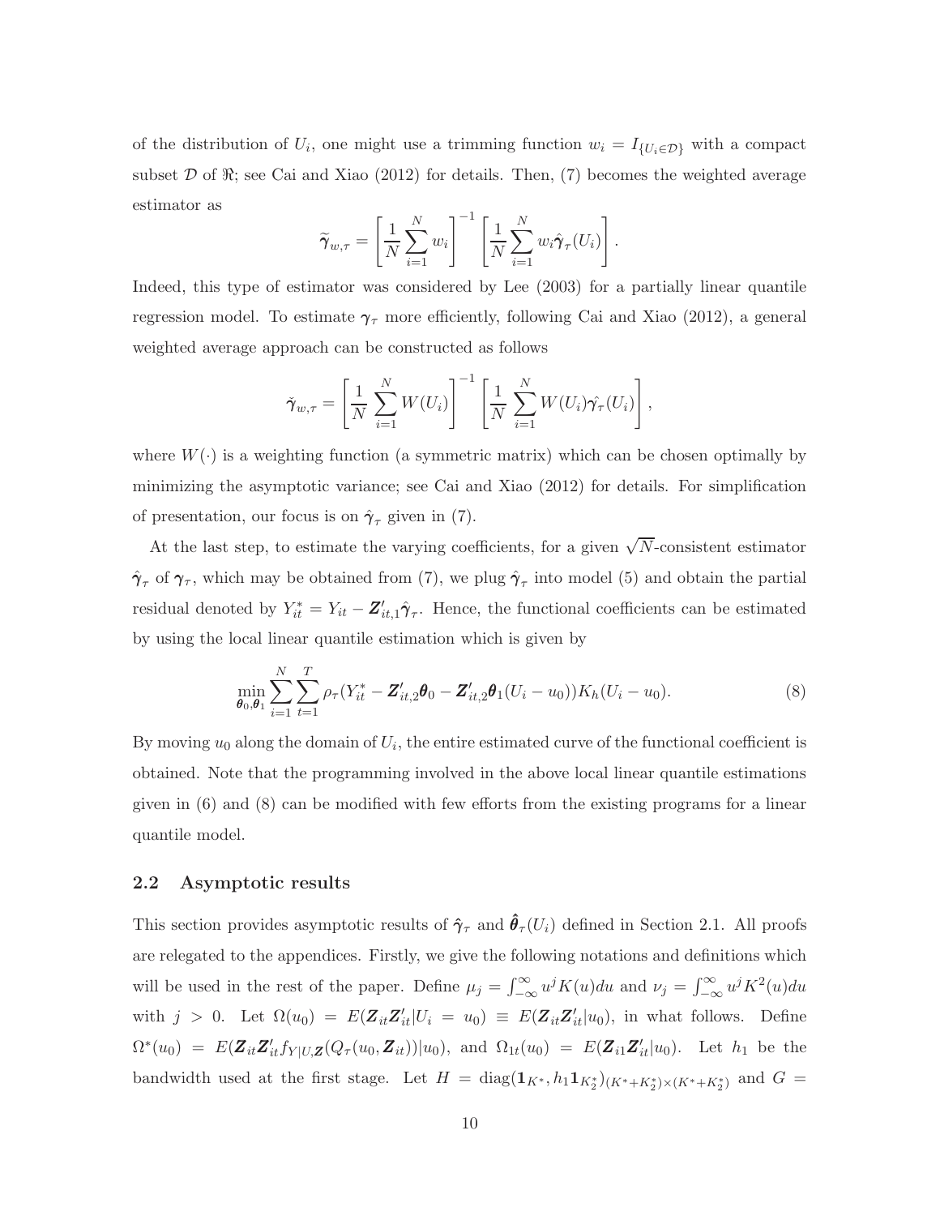of the distribution of $U_i$, one might use a trimming function $w_i = I_{\{U_i \in \mathcal{D}\}}$ with a compact subset $\mathcal{D}$ of $\Re$; see Cai and Xiao (2012) for details. Then, (7) becomes the weighted average estimator as

$$\widetilde{\boldsymbol{\gamma}}_{w,\tau} = \left[\frac{1}{N}\sum_{i=1}^{N} w_i\right]^{-1}\left[\frac{1}{N}\sum_{i=1}^{N} w_i \hat{\boldsymbol{\gamma}}_\tau(U_i)\right].$$

Indeed, this type of estimator was considered by Lee (2003) for a partially linear quantile regression model. To estimate $\boldsymbol{\gamma}_\tau$ more efficiently, following Cai and Xiao (2012), a general weighted average approach can be constructed as follows

$$\check{\boldsymbol{\gamma}}_{w,\tau} = \left[\frac{1}{N}\sum_{i=1}^{N} W(U_i)\right]^{-1}\left[\frac{1}{N}\sum_{i=1}^{N} W(U_i)\hat{\boldsymbol{\gamma}}_\tau(U_i)\right],$$

where $W(\cdot)$ is a weighting function (a symmetric matrix) which can be chosen optimally by minimizing the asymptotic variance; see Cai and Xiao (2012) for details. For simplification of presentation, our focus is on $\hat{\boldsymbol{\gamma}}_\tau$ given in (7).

At the last step, to estimate the varying coefficients, for a given $\sqrt{N}$-consistent estimator $\hat{\boldsymbol{\gamma}}_\tau$ of $\boldsymbol{\gamma}_\tau$, which may be obtained from (7), we plug $\hat{\boldsymbol{\gamma}}_\tau$ into model (5) and obtain the partial residual denoted by $Y_{it}^* = Y_{it} - \boldsymbol{Z}_{it,1}'\hat{\boldsymbol{\gamma}}_\tau$. Hence, the functional coefficients can be estimated by using the local linear quantile estimation which is given by

$$\min_{\boldsymbol{\theta}_0,\boldsymbol{\theta}_1}\sum_{i=1}^{N}\sum_{t=1}^{T}\rho_\tau(Y_{it}^* - \boldsymbol{Z}_{it,2}'\boldsymbol{\theta}_0 - \boldsymbol{Z}_{it,2}'\boldsymbol{\theta}_1(U_i - u_0))K_h(U_i - u_0). \tag{8}$$

By moving $u_0$ along the domain of $U_i$, the entire estimated curve of the functional coefficient is obtained. Note that the programming involved in the above local linear quantile estimations given in (6) and (8) can be modified with few efforts from the existing programs for a linear quantile model.

## 2.2 Asymptotic results

This section provides asymptotic results of $\hat{\boldsymbol{\gamma}}_\tau$ and $\hat{\boldsymbol{\theta}}_\tau(U_i)$ defined in Section 2.1. All proofs are relegated to the appendices. Firstly, we give the following notations and definitions which will be used in the rest of the paper. Define $\mu_j = \int_{-\infty}^{\infty} u^j K(u)du$ and $\nu_j = \int_{-\infty}^{\infty} u^j K^2(u)du$ with $j > 0$. Let $\Omega(u_0) = E(\boldsymbol{Z}_{it}\boldsymbol{Z}_{it}'|U_i = u_0) \equiv E(\boldsymbol{Z}_{it}\boldsymbol{Z}_{it}'|u_0)$, in what follows. Define $\Omega^*(u_0) = E(\boldsymbol{Z}_{it}\boldsymbol{Z}_{it}' f_{Y|U,\boldsymbol{Z}}(Q_\tau(u_0, \boldsymbol{Z}_{it}))|u_0)$, and $\Omega_{1t}(u_0) = E(\boldsymbol{Z}_{i1}\boldsymbol{Z}_{it}'|u_0)$. Let $h_1$ be the bandwidth used at the first stage. Let $H = \text{diag}(\mathbf{1}_{K^*}, h_1\mathbf{1}_{K_2^*})_{(K^*+K_2^*)\times(K^*+K_2^*)}$ and $G =$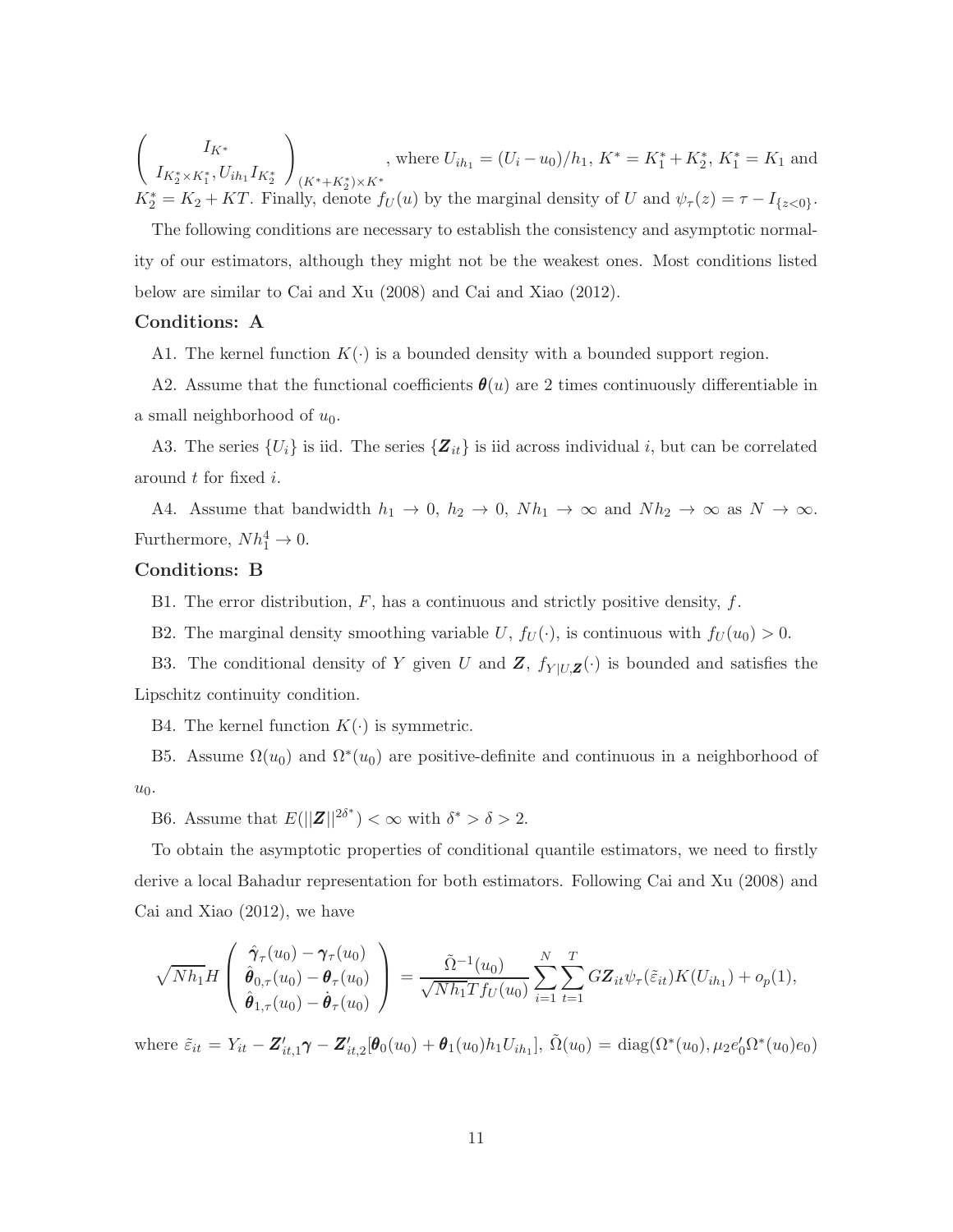$\begin{pmatrix} I_{K^*} \\ I_{K_2^* \times K_1^*}, U_{ih_1} I_{K_2^*} \end{pmatrix}_{(K^*+K_2^*)\times K^*}$, where $U_{ih_1} = (U_i - u_0)/h_1$, $K^* = K_1^* + K_2^*$, $K_1^* = K_1$ and $K_2^* = K_2 + KT$. Finally, denote $f_U(u)$ by the marginal density of $U$ and $\psi_\tau(z) = \tau - I_{\{z<0\}}$.

The following conditions are necessary to establish the consistency and asymptotic normality of our estimators, although they might not be the weakest ones. Most conditions listed below are similar to Cai and Xu (2008) and Cai and Xiao (2012).

**Conditions: A**

A1. The kernel function $K(\cdot)$ is a bounded density with a bounded support region.

A2. Assume that the functional coefficients $\boldsymbol{\theta}(u)$ are 2 times continuously differentiable in a small neighborhood of $u_0$.

A3. The series $\{U_i\}$ is iid. The series $\{\boldsymbol{Z}_{it}\}$ is iid across individual $i$, but can be correlated around $t$ for fixed $i$.

A4. Assume that bandwidth $h_1 \to 0$, $h_2 \to 0$, $Nh_1 \to \infty$ and $Nh_2 \to \infty$ as $N \to \infty$. Furthermore, $Nh_1^4 \to 0$.

**Conditions: B**

B1. The error distribution, $F$, has a continuous and strictly positive density, $f$.

B2. The marginal density smoothing variable $U$, $f_U(\cdot)$, is continuous with $f_U(u_0) > 0$.

B3. The conditional density of $Y$ given $U$ and $\boldsymbol{Z}$, $f_{Y|U,\boldsymbol{Z}}(\cdot)$ is bounded and satisfies the Lipschitz continuity condition.

B4. The kernel function $K(\cdot)$ is symmetric.

B5. Assume $\Omega(u_0)$ and $\Omega^*(u_0)$ are positive-definite and continuous in a neighborhood of $u_0$.

B6. Assume that $E(||\boldsymbol{Z}||^{2\delta^*}) < \infty$ with $\delta^* > \delta > 2$.

To obtain the asymptotic properties of conditional quantile estimators, we need to firstly derive a local Bahadur representation for both estimators. Following Cai and Xu (2008) and Cai and Xiao (2012), we have

$$\sqrt{Nh_1} H \begin{pmatrix} \hat{\boldsymbol{\gamma}}_\tau(u_0) - \boldsymbol{\gamma}_\tau(u_0) \\ \hat{\boldsymbol{\theta}}_{0,\tau}(u_0) - \boldsymbol{\theta}_\tau(u_0) \\ \hat{\boldsymbol{\theta}}_{1,\tau}(u_0) - \dot{\boldsymbol{\theta}}_\tau(u_0) \end{pmatrix} = \frac{\tilde{\Omega}^{-1}(u_0)}{\sqrt{Nh_1} T f_U(u_0)} \sum_{i=1}^{N} \sum_{t=1}^{T} G \boldsymbol{Z}_{it} \psi_\tau(\tilde{\varepsilon}_{it}) K(U_{ih_1}) + o_p(1),$$

where $\tilde{\varepsilon}_{it} = Y_{it} - \boldsymbol{Z}'_{it,1}\boldsymbol{\gamma} - \boldsymbol{Z}'_{it,2}[\boldsymbol{\theta}_0(u_0) + \boldsymbol{\theta}_1(u_0) h_1 U_{ih_1}]$, $\tilde{\Omega}(u_0) = \text{diag}(\Omega^*(u_0), \mu_2 e_0' \Omega^*(u_0) e_0)$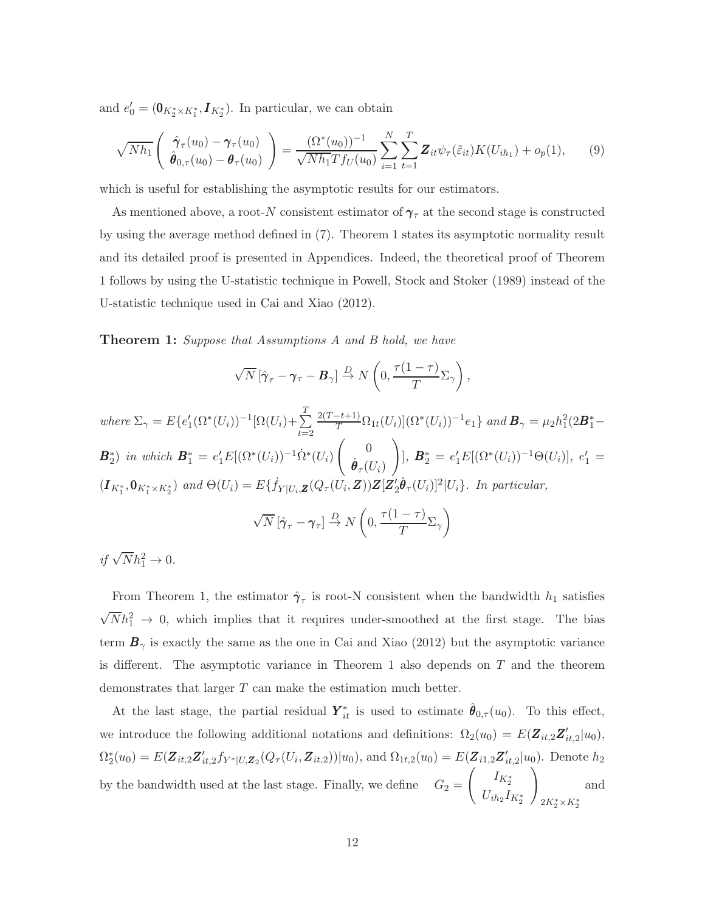and $e_0' = (\mathbf{0}_{K_2^* \times K_1^*}, \boldsymbol{I}_{K_2^*})$. In particular, we can obtain

$$\sqrt{Nh_1} \begin{pmatrix} \hat{\boldsymbol{\gamma}}_\tau(u_0) - \boldsymbol{\gamma}_\tau(u_0) \\ \hat{\boldsymbol{\theta}}_{0,\tau}(u_0) - \boldsymbol{\theta}_\tau(u_0) \end{pmatrix} = \frac{(\Omega^*(u_0))^{-1}}{\sqrt{Nh_1} T f_U(u_0)} \sum_{i=1}^{N} \sum_{t=1}^{T} \boldsymbol{Z}_{it} \psi_\tau(\tilde{\varepsilon}_{it}) K(U_{ih_1}) + o_p(1), \qquad (9)$$

which is useful for establishing the asymptotic results for our estimators.

As mentioned above, a root-$N$ consistent estimator of $\boldsymbol{\gamma}_\tau$ at the second stage is constructed by using the average method defined in (7). Theorem 1 states its asymptotic normality result and its detailed proof is presented in Appendices. Indeed, the theoretical proof of Theorem 1 follows by using the U-statistic technique in Powell, Stock and Stoker (1989) instead of the U-statistic technique used in Cai and Xiao (2012).

**Theorem 1:** *Suppose that Assumptions A and B hold, we have*

$$\sqrt{N}\left[\hat{\boldsymbol{\gamma}}_\tau - \boldsymbol{\gamma}_\tau - \boldsymbol{B}_\gamma\right] \xrightarrow{D} N\left(0, \frac{\tau(1-\tau)}{T}\Sigma_\gamma\right),$$

*where* $\Sigma_\gamma = E\{e_1'(\Omega^*(U_i))^{-1}[\Omega(U_i) + \sum_{t=2}^{T} \frac{2(T-t+1)}{T}\Omega_{1t}(U_i)](\Omega^*(U_i))^{-1}e_1\}$ *and* $\boldsymbol{B}_\gamma = \mu_2 h_1^2(2\boldsymbol{B}_1^* - \boldsymbol{B}_2^*)$ *in which* $\boldsymbol{B}_1^* = e_1' E[(\Omega^*(U_i))^{-1}\dot{\Omega}^*(U_i)\begin{pmatrix} 0 \\ \dot{\boldsymbol{\theta}}_\tau(U_i) \end{pmatrix}]$, $\boldsymbol{B}_2^* = e_1' E[(\Omega^*(U_i))^{-1}\Theta(U_i)]$, $e_1' = (\boldsymbol{I}_{K_1^*}, \mathbf{0}_{K_1^* \times K_2^*})$ *and* $\Theta(U_i) = E\{\dot{f}_{Y|U_i,\boldsymbol{Z}}(Q_\tau(U_i,\boldsymbol{Z}))\boldsymbol{Z}[\boldsymbol{Z}_2'\dot{\boldsymbol{\theta}}_\tau(U_i)]^2|U_i\}$. *In particular,*

$$\sqrt{N}\left[\hat{\boldsymbol{\gamma}}_\tau - \boldsymbol{\gamma}_\tau\right] \xrightarrow{D} N\left(0, \frac{\tau(1-\tau)}{T}\Sigma_\gamma\right)$$

*if* $\sqrt{N}h_1^2 \to 0$.

From Theorem 1, the estimator $\hat{\boldsymbol{\gamma}}_\tau$ is root-N consistent when the bandwidth $h_1$ satisfies $\sqrt{N}h_1^2 \to 0$, which implies that it requires under-smoothed at the first stage. The bias term $\boldsymbol{B}_\gamma$ is exactly the same as the one in Cai and Xiao (2012) but the asymptotic variance is different. The asymptotic variance in Theorem 1 also depends on $T$ and the theorem demonstrates that larger $T$ can make the estimation much better.

At the last stage, the partial residual $\boldsymbol{Y}_{it}^*$ is used to estimate $\hat{\boldsymbol{\theta}}_{0,\tau}(u_0)$. To this effect, we introduce the following additional notations and definitions: $\Omega_2(u_0) = E(\boldsymbol{Z}_{it,2}\boldsymbol{Z}_{it,2}'|u_0)$, $\Omega_2^*(u_0) = E(\boldsymbol{Z}_{it,2}\boldsymbol{Z}_{it,2}' f_{Y^*|U,\boldsymbol{Z}_2}(Q_\tau(U_i, \boldsymbol{Z}_{it,2}))|u_0)$, and $\Omega_{1t,2}(u_0) = E(\boldsymbol{Z}_{i1,2}\boldsymbol{Z}_{it,2}'|u_0)$. Denote $h_2$ by the bandwidth used at the last stage. Finally, we define $G_2 = \begin{pmatrix} I_{K_2^*} \\ U_{ih_2} I_{K_2^*} \end{pmatrix}_{2K_2^* \times K_2^*}$ and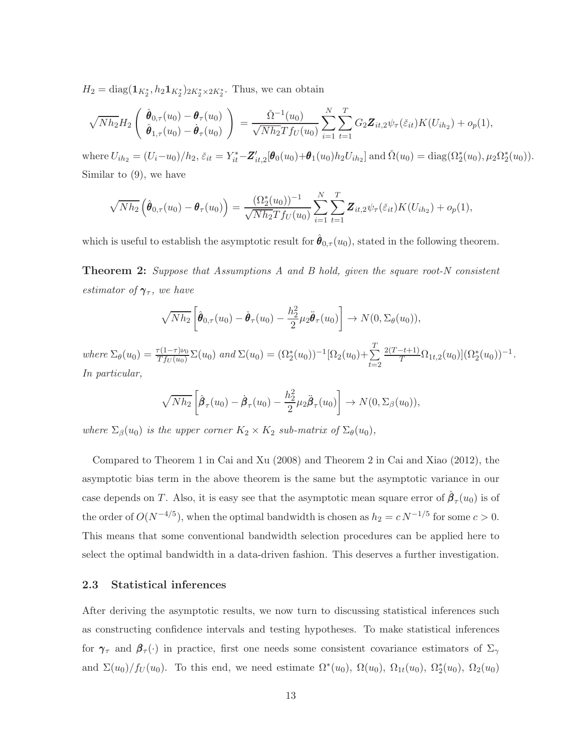$H_2 = \text{diag}(\mathbf{1}_{K_2^*}, h_2\mathbf{1}_{K_2^*})_{2K_2^* \times 2K_2^*}$. Thus, we can obtain

$$\sqrt{Nh_2} H_2 \begin{pmatrix} \hat{\boldsymbol{\theta}}_{0,\tau}(u_0) - \boldsymbol{\theta}_\tau(u_0) \\ \hat{\boldsymbol{\theta}}_{1,\tau}(u_0) - \dot{\boldsymbol{\theta}}_\tau(u_0) \end{pmatrix} = \frac{\check{\Omega}^{-1}(u_0)}{\sqrt{Nh_2} T f_U(u_0)} \sum_{i=1}^N \sum_{t=1}^T G_2 \boldsymbol{Z}_{it,2} \psi_\tau(\check{\varepsilon}_{it}) K(U_{ih_2}) + o_p(1),$$

where $U_{ih_2} = (U_i - u_0)/h_2$, $\check{\varepsilon}_{it} = Y_{it}^* - \boldsymbol{Z}_{it,2}'[\boldsymbol{\theta}_0(u_0) + \boldsymbol{\theta}_1(u_0) h_2 U_{ih_2}]$ and $\check{\Omega}(u_0) = \text{diag}(\Omega_2^*(u_0), \mu_2 \Omega_2^*(u_0))$. Similar to (9), we have

$$\sqrt{Nh_2}\left(\hat{\boldsymbol{\theta}}_{0,\tau}(u_0) - \boldsymbol{\theta}_\tau(u_0)\right) = \frac{(\Omega_2^*(u_0))^{-1}}{\sqrt{Nh_2} T f_U(u_0)} \sum_{i=1}^N \sum_{t=1}^T \boldsymbol{Z}_{it,2} \psi_\tau(\check{\varepsilon}_{it}) K(U_{ih_2}) + o_p(1),$$

which is useful to establish the asymptotic result for $\hat{\boldsymbol{\theta}}_{0,\tau}(u_0)$, stated in the following theorem.

**Theorem 2:** *Suppose that Assumptions A and B hold, given the square root-N consistent estimator of $\boldsymbol{\gamma}_\tau$, we have*

$$\sqrt{Nh_2}\left[\hat{\boldsymbol{\theta}}_{0,\tau}(u_0) - \dot{\boldsymbol{\theta}}_\tau(u_0) - \frac{h_2^2}{2}\mu_2 \ddot{\boldsymbol{\theta}}_\tau(u_0)\right] \to N(0, \Sigma_\theta(u_0)),$$

*where* $\Sigma_\theta(u_0) = \frac{\tau(1-\tau)\nu_0}{T f_U(u_0)} \Sigma(u_0)$ *and* $\Sigma(u_0) = (\Omega_2^*(u_0))^{-1}[\Omega_2(u_0) + \sum_{t=2}^T \frac{2(T-t+1)}{T} \Omega_{1t,2}(u_0)](\Omega_2^*(u_0))^{-1}$. *In particular,*

$$\sqrt{Nh_2}\left[\hat{\boldsymbol{\beta}}_\tau(u_0) - \dot{\boldsymbol{\beta}}_\tau(u_0) - \frac{h_2^2}{2}\mu_2 \ddot{\boldsymbol{\beta}}_\tau(u_0)\right] \to N(0, \Sigma_\beta(u_0)),$$

*where $\Sigma_\beta(u_0)$ is the upper corner $K_2 \times K_2$ sub-matrix of $\Sigma_\theta(u_0)$,*

Compared to Theorem 1 in Cai and Xu (2008) and Theorem 2 in Cai and Xiao (2012), the asymptotic bias term in the above theorem is the same but the asymptotic variance in our case depends on $T$. Also, it is easy see that the asymptotic mean square error of $\hat{\boldsymbol{\beta}}_\tau(u_0)$ is of the order of $O(N^{-4/5})$, when the optimal bandwidth is chosen as $h_2 = c\, N^{-1/5}$ for some $c > 0$. This means that some conventional bandwidth selection procedures can be applied here to select the optimal bandwidth in a data-driven fashion. This deserves a further investigation.

### 2.3 Statistical inferences

After deriving the asymptotic results, we now turn to discussing statistical inferences such as constructing confidence intervals and testing hypotheses. To make statistical inferences for $\boldsymbol{\gamma}_\tau$ and $\boldsymbol{\beta}_\tau(\cdot)$ in practice, first one needs some consistent covariance estimators of $\Sigma_\gamma$ and $\Sigma(u_0)/f_U(u_0)$. To this end, we need estimate $\Omega^*(u_0)$, $\Omega(u_0)$, $\Omega_{1t}(u_0)$, $\Omega_2^*(u_0)$, $\Omega_2(u_0)$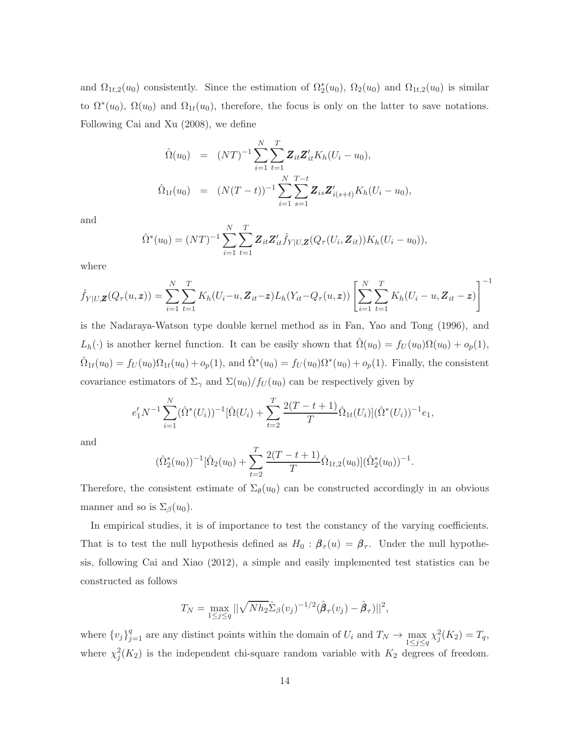and $\Omega_{1t,2}(u_0)$ consistently. Since the estimation of $\Omega_2^*(u_0)$, $\Omega_2(u_0)$ and $\Omega_{1t,2}(u_0)$ is similar to $\Omega^*(u_0)$, $\Omega(u_0)$ and $\Omega_{1t}(u_0)$, therefore, the focus is only on the latter to save notations. Following Cai and Xu (2008), we define

$$
\begin{aligned}
\hat{\Omega}(u_0) &= (NT)^{-1}\sum_{i=1}^{N}\sum_{t=1}^{T}\boldsymbol{Z}_{it}\boldsymbol{Z}_{it}' K_h(U_i - u_0),\\
\hat{\Omega}_{1t}(u_0) &= (N(T-t))^{-1}\sum_{i=1}^{N}\sum_{s=1}^{T-t}\boldsymbol{Z}_{is}\boldsymbol{Z}_{i(s+t)}' K_h(U_i - u_0),
\end{aligned}
$$

and

$$
\hat{\Omega}^*(u_0) = (NT)^{-1}\sum_{i=1}^{N}\sum_{t=1}^{T}\boldsymbol{Z}_{it}\boldsymbol{Z}_{it}'\hat{f}_{Y|U,\boldsymbol{Z}}(Q_\tau(U_i,\boldsymbol{Z}_{it}))K_h(U_i - u_0)),
$$

where

$$
\hat{f}_{Y|U,\boldsymbol{Z}}(Q_\tau(u,\boldsymbol{z})) = \sum_{i=1}^{N}\sum_{t=1}^{T}K_h(U_i - u, \boldsymbol{Z}_{it} - \boldsymbol{z})L_h(Y_{it} - Q_\tau(u,\boldsymbol{z}))\left[\sum_{i=1}^{N}\sum_{t=1}^{T}K_h(U_i - u, \boldsymbol{Z}_{it} - \boldsymbol{z})\right]^{-1}
$$

is the Nadaraya-Watson type double kernel method as in Fan, Yao and Tong (1996), and $L_h(\cdot)$ is another kernel function. It can be easily shown that $\hat{\Omega}(u_0) = f_U(u_0)\Omega(u_0) + o_p(1)$, $\hat{\Omega}_{1t}(u_0) = f_U(u_0)\Omega_{1t}(u_0) + o_p(1)$, and $\hat{\Omega}^*(u_0) = f_U(u_0)\Omega^*(u_0) + o_p(1)$. Finally, the consistent covariance estimators of $\Sigma_\gamma$ and $\Sigma(u_0)/f_U(u_0)$ can be respectively given by

$$
e_1' N^{-1}\sum_{i=1}^{N}(\hat{\Omega}^*(U_i))^{-1}[\hat{\Omega}(U_i) + \sum_{t=2}^{T}\frac{2(T-t+1)}{T}\hat{\Omega}_{1t}(U_i)](\hat{\Omega}^*(U_i))^{-1}e_1,
$$

and

$$
(\hat{\Omega}_2^*(u_0))^{-1}[\hat{\Omega}_2(u_0) + \sum_{t=2}^{T}\frac{2(T-t+1)}{T}\hat{\Omega}_{1t,2}(u_0)](\hat{\Omega}_2^*(u_0))^{-1}.
$$

Therefore, the consistent estimate of $\Sigma_\theta(u_0)$ can be constructed accordingly in an obvious manner and so is $\Sigma_\beta(u_0)$.

In empirical studies, it is of importance to test the constancy of the varying coefficients. That is to test the null hypothesis defined as $H_0 : \boldsymbol{\beta}_\tau(u) = \boldsymbol{\beta}_\tau$. Under the null hypothesis, following Cai and Xiao (2012), a simple and easily implemented test statistics can be constructed as follows

$$
T_N = \max_{1\le j\le q}||\sqrt{Nh_2}\hat{\Sigma}_\beta(v_j)^{-1/2}(\hat{\boldsymbol{\beta}}_\tau(v_j) - \hat{\boldsymbol{\beta}}_\tau)||^2,
$$

where $\{v_j\}_{j=1}^q$ are any distinct points within the domain of $U_i$ and $T_N \to \max_{1\le j\le q}\chi_j^2(K_2) = T_q$, where $\chi_j^2(K_2)$ is the independent chi-square random variable with $K_2$ degrees of freedom.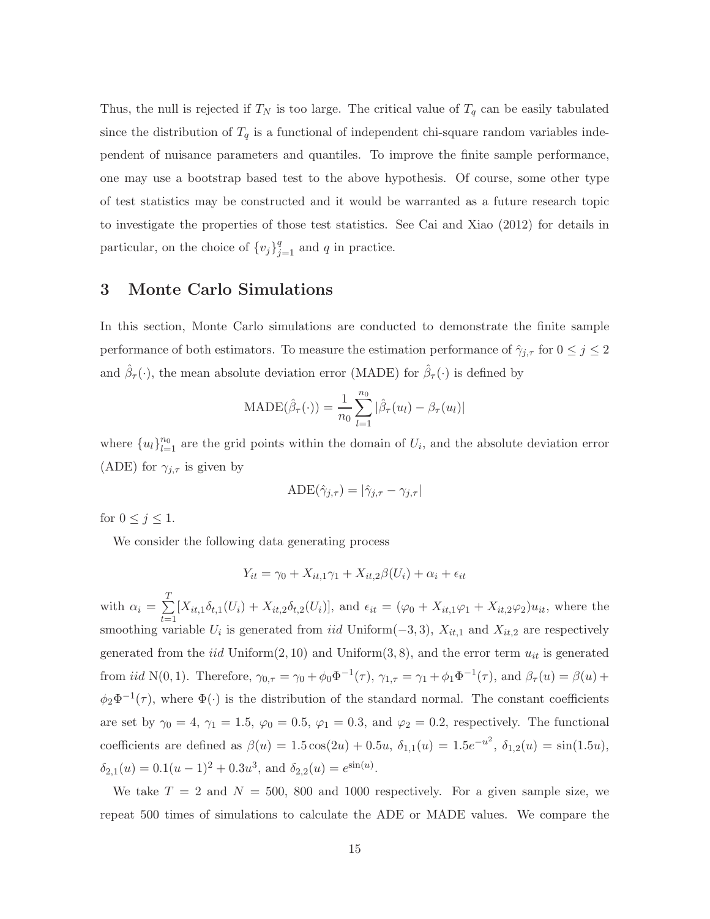Thus, the null is rejected if $T_N$ is too large. The critical value of $T_q$ can be easily tabulated since the distribution of $T_q$ is a functional of independent chi-square random variables independent of nuisance parameters and quantiles. To improve the finite sample performance, one may use a bootstrap based test to the above hypothesis. Of course, some other type of test statistics may be constructed and it would be warranted as a future research topic to investigate the properties of those test statistics. See Cai and Xiao (2012) for details in particular, on the choice of $\{v_j\}_{j=1}^q$ and $q$ in practice.

# 3 Monte Carlo Simulations

In this section, Monte Carlo simulations are conducted to demonstrate the finite sample performance of both estimators. To measure the estimation performance of $\hat{\gamma}_{j,\tau}$ for $0 \leq j \leq 2$ and $\hat{\beta}_\tau(\cdot)$, the mean absolute deviation error (MADE) for $\hat{\beta}_\tau(\cdot)$ is defined by

$$\text{MADE}(\hat{\beta}_\tau(\cdot)) = \frac{1}{n_0} \sum_{l=1}^{n_0} |\hat{\beta}_\tau(u_l) - \beta_\tau(u_l)|$$

where $\{u_l\}_{l=1}^{n_0}$ are the grid points within the domain of $U_i$, and the absolute deviation error (ADE) for $\gamma_{j,\tau}$ is given by

$$\text{ADE}(\hat{\gamma}_{j,\tau}) = |\hat{\gamma}_{j,\tau} - \gamma_{j,\tau}|$$

for $0 \leq j \leq 1$.

We consider the following data generating process

$$Y_{it} = \gamma_0 + X_{it,1}\gamma_1 + X_{it,2}\beta(U_i) + \alpha_i + \epsilon_{it}$$

with $\alpha_i = \sum_{t=1}^{T} [X_{it,1}\delta_{t,1}(U_i) + X_{it,2}\delta_{t,2}(U_i)]$, and $\epsilon_{it} = (\varphi_0 + X_{it,1}\varphi_1 + X_{it,2}\varphi_2)u_{it}$, where the smoothing variable $U_i$ is generated from *iid* Uniform$(-3, 3)$, $X_{it,1}$ and $X_{it,2}$ are respectively generated from the *iid* Uniform$(2, 10)$ and Uniform$(3, 8)$, and the error term $u_{it}$ is generated from *iid* N$(0, 1)$. Therefore, $\gamma_{0,\tau} = \gamma_0 + \phi_0\Phi^{-1}(\tau)$, $\gamma_{1,\tau} = \gamma_1 + \phi_1\Phi^{-1}(\tau)$, and $\beta_\tau(u) = \beta(u) + \phi_2\Phi^{-1}(\tau)$, where $\Phi(\cdot)$ is the distribution of the standard normal. The constant coefficients are set by $\gamma_0 = 4$, $\gamma_1 = 1.5$, $\varphi_0 = 0.5$, $\varphi_1 = 0.3$, and $\varphi_2 = 0.2$, respectively. The functional coefficients are defined as $\beta(u) = 1.5\cos(2u) + 0.5u$, $\delta_{1,1}(u) = 1.5e^{-u^2}$, $\delta_{1,2}(u) = \sin(1.5u)$, $\delta_{2,1}(u) = 0.1(u-1)^2 + 0.3u^3$, and $\delta_{2,2}(u) = e^{\sin(u)}$.

We take $T = 2$ and $N = 500$, 800 and 1000 respectively. For a given sample size, we repeat 500 times of simulations to calculate the ADE or MADE values. We compare the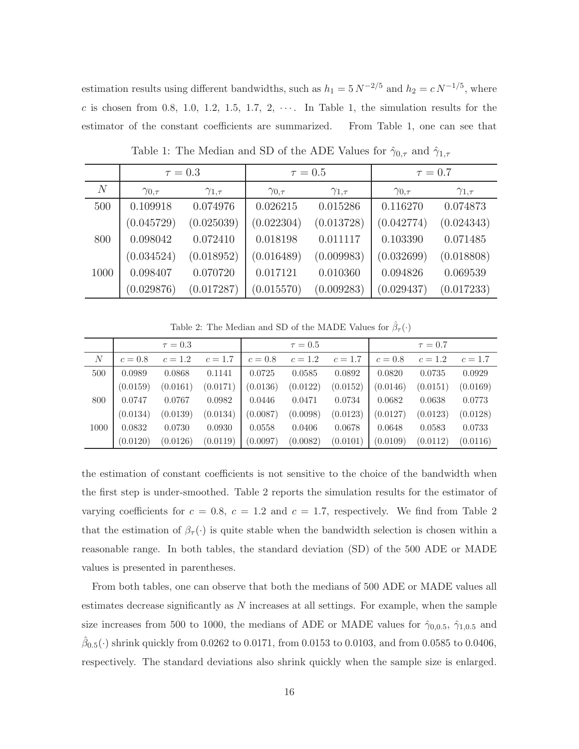estimation results using different bandwidths, such as $h_1 = 5\,N^{-2/5}$ and $h_2 = c\,N^{-1/5}$, where $c$ is chosen from 0.8, 1.0, 1.2, 1.5, 1.7, 2, $\cdots$. In Table 1, the simulation results for the estimator of the constant coefficients are summarized. From Table 1, one can see that

Table 1: The Median and SD of the ADE Values for $\hat{\gamma}_{0,\tau}$ and $\hat{\gamma}_{1,\tau}$

| | $\tau = 0.3$ | | $\tau = 0.5$ | | $\tau = 0.7$ | |
|---|---|---|---|---|---|---|
| $N$ | $\gamma_{0,\tau}$ | $\gamma_{1,\tau}$ | $\gamma_{0,\tau}$ | $\gamma_{1,\tau}$ | $\gamma_{0,\tau}$ | $\gamma_{1,\tau}$ |
| 500 | 0.109918 | 0.074976 | 0.026215 | 0.015286 | 0.116270 | 0.074873 |
| | (0.045729) | (0.025039) | (0.022304) | (0.013728) | (0.042774) | (0.024343) |
| 800 | 0.098042 | 0.072410 | 0.018198 | 0.011117 | 0.103390 | 0.071485 |
| | (0.034524) | (0.018952) | (0.016489) | (0.009983) | (0.032699) | (0.018808) |
| 1000 | 0.098407 | 0.070720 | 0.017121 | 0.010360 | 0.094826 | 0.069539 |
| | (0.029876) | (0.017287) | (0.015570) | (0.009283) | (0.029437) | (0.017233) |

Table 2: The Median and SD of the MADE Values for $\hat{\beta}_\tau(\cdot)$

| | $\tau = 0.3$ | | | $\tau = 0.5$ | | | $\tau = 0.7$ | | |
|---|---|---|---|---|---|---|---|---|---|
| $N$ | $c = 0.8$ | $c = 1.2$ | $c = 1.7$ | $c = 0.8$ | $c = 1.2$ | $c = 1.7$ | $c = 0.8$ | $c = 1.2$ | $c = 1.7$ |
| 500 | 0.0989 | 0.0868 | 0.1141 | 0.0725 | 0.0585 | 0.0892 | 0.0820 | 0.0735 | 0.0929 |
| | (0.0159) | (0.0161) | (0.0171) | (0.0136) | (0.0122) | (0.0152) | (0.0146) | (0.0151) | (0.0169) |
| 800 | 0.0747 | 0.0767 | 0.0982 | 0.0446 | 0.0471 | 0.0734 | 0.0682 | 0.0638 | 0.0773 |
| | (0.0134) | (0.0139) | (0.0134) | (0.0087) | (0.0098) | (0.0123) | (0.0127) | (0.0123) | (0.0128) |
| 1000 | 0.0832 | 0.0730 | 0.0930 | 0.0558 | 0.0406 | 0.0678 | 0.0648 | 0.0583 | 0.0733 |
| | (0.0120) | (0.0126) | (0.0119) | (0.0097) | (0.0082) | (0.0101) | (0.0109) | (0.0112) | (0.0116) |

the estimation of constant coefficients is not sensitive to the choice of the bandwidth when the first step is under-smoothed. Table 2 reports the simulation results for the estimator of varying coefficients for $c = 0.8$, $c = 1.2$ and $c = 1.7$, respectively. We find from Table 2 that the estimation of $\beta_\tau(\cdot)$ is quite stable when the bandwidth selection is chosen within a reasonable range. In both tables, the standard deviation (SD) of the 500 ADE or MADE values is presented in parentheses.

From both tables, one can observe that both the medians of 500 ADE or MADE values all estimates decrease significantly as $N$ increases at all settings. For example, when the sample size increases from 500 to 1000, the medians of ADE or MADE values for $\hat{\gamma}_{0,0.5}$, $\hat{\gamma}_{1,0.5}$ and $\hat{\beta}_{0.5}(\cdot)$ shrink quickly from 0.0262 to 0.0171, from 0.0153 to 0.0103, and from 0.0585 to 0.0406, respectively. The standard deviations also shrink quickly when the sample size is enlarged.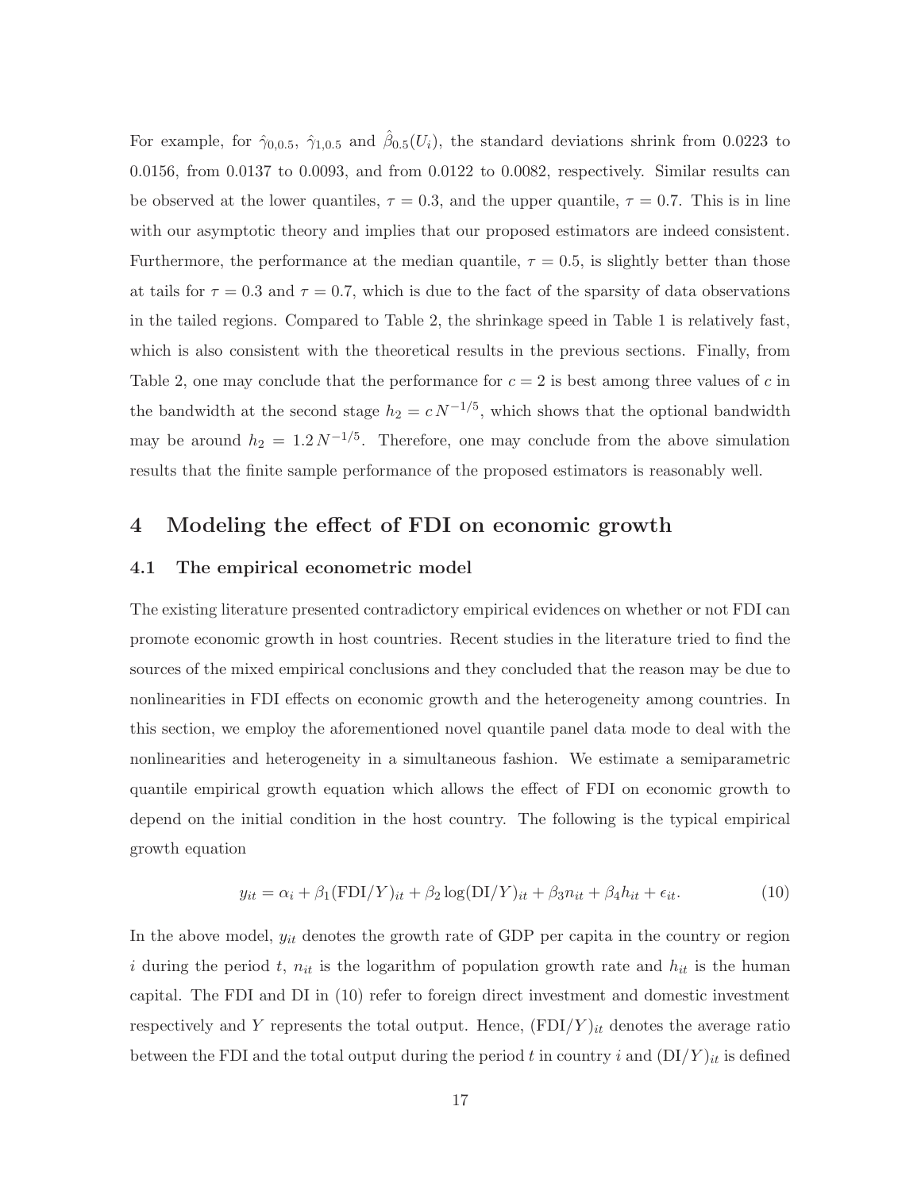For example, for $\hat{\gamma}_{0,0.5}$, $\hat{\gamma}_{1,0.5}$ and $\hat{\beta}_{0.5}(U_i)$, the standard deviations shrink from 0.0223 to 0.0156, from 0.0137 to 0.0093, and from 0.0122 to 0.0082, respectively. Similar results can be observed at the lower quantiles, $\tau = 0.3$, and the upper quantile, $\tau = 0.7$. This is in line with our asymptotic theory and implies that our proposed estimators are indeed consistent. Furthermore, the performance at the median quantile, $\tau = 0.5$, is slightly better than those at tails for $\tau = 0.3$ and $\tau = 0.7$, which is due to the fact of the sparsity of data observations in the tailed regions. Compared to Table 2, the shrinkage speed in Table 1 is relatively fast, which is also consistent with the theoretical results in the previous sections. Finally, from Table 2, one may conclude that the performance for $c = 2$ is best among three values of $c$ in the bandwidth at the second stage $h_2 = c\, N^{-1/5}$, which shows that the optional bandwidth may be around $h_2 = 1.2\, N^{-1/5}$. Therefore, one may conclude from the above simulation results that the finite sample performance of the proposed estimators is reasonably well.

# 4 Modeling the effect of FDI on economic growth

## 4.1 The empirical econometric model

The existing literature presented contradictory empirical evidences on whether or not FDI can promote economic growth in host countries. Recent studies in the literature tried to find the sources of the mixed empirical conclusions and they concluded that the reason may be due to nonlinearities in FDI effects on economic growth and the heterogeneity among countries. In this section, we employ the aforementioned novel quantile panel data mode to deal with the nonlinearities and heterogeneity in a simultaneous fashion. We estimate a semiparametric quantile empirical growth equation which allows the effect of FDI on economic growth to depend on the initial condition in the host country. The following is the typical empirical growth equation

$$y_{it} = \alpha_i + \beta_1(\text{FDI}/Y)_{it} + \beta_2 \log(\text{DI}/Y)_{it} + \beta_3 n_{it} + \beta_4 h_{it} + \epsilon_{it}. \tag{10}$$

In the above model, $y_{it}$ denotes the growth rate of GDP per capita in the country or region $i$ during the period $t$, $n_{it}$ is the logarithm of population growth rate and $h_{it}$ is the human capital. The FDI and DI in (10) refer to foreign direct investment and domestic investment respectively and $Y$ represents the total output. Hence, $(\text{FDI}/Y)_{it}$ denotes the average ratio between the FDI and the total output during the period $t$ in country $i$ and $(\text{DI}/Y)_{it}$ is defined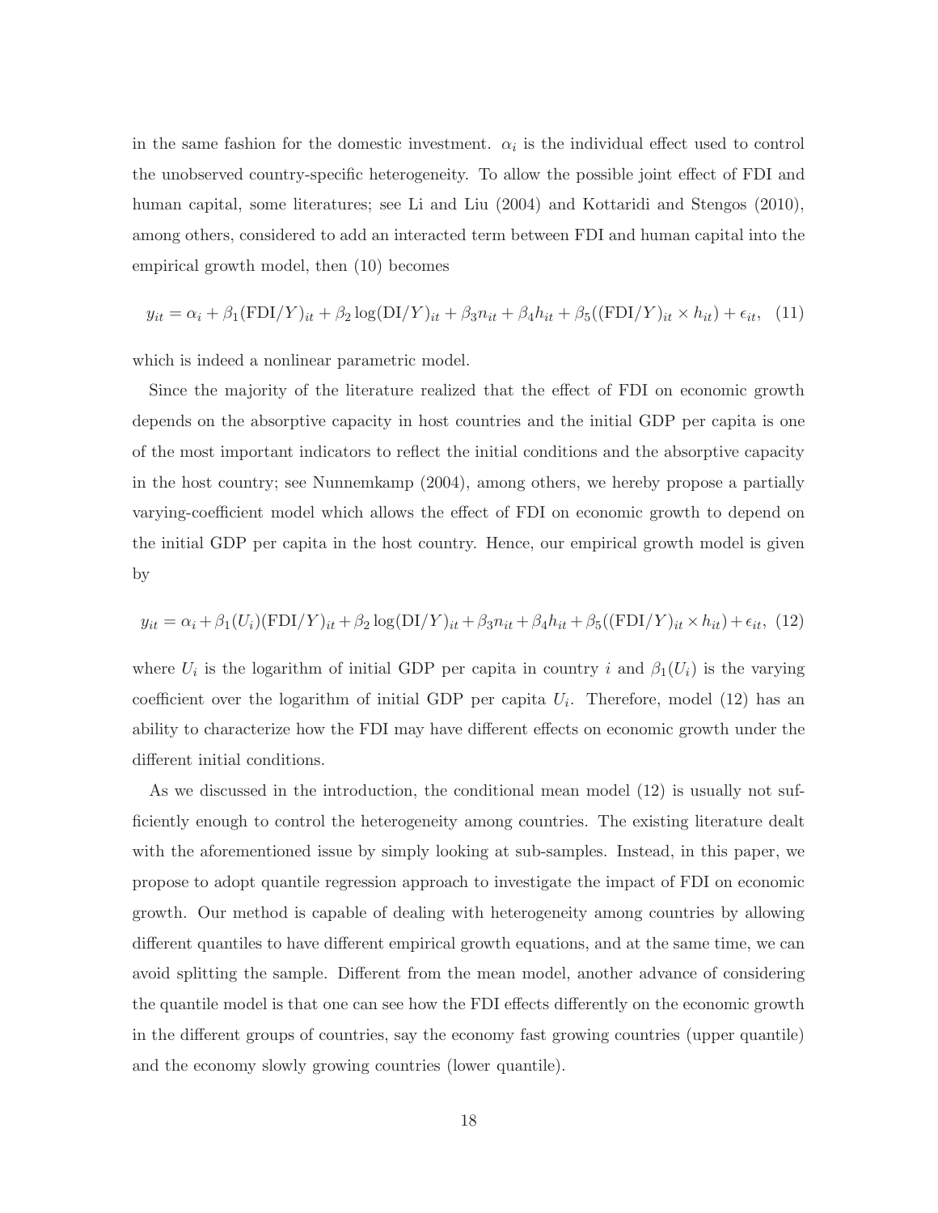in the same fashion for the domestic investment. $\alpha_i$ is the individual effect used to control the unobserved country-specific heterogeneity. To allow the possible joint effect of FDI and human capital, some literatures; see Li and Liu (2004) and Kottaridi and Stengos (2010), among others, considered to add an interacted term between FDI and human capital into the empirical growth model, then (10) becomes

$$y_{it} = \alpha_i + \beta_1(\text{FDI}/Y)_{it} + \beta_2 \log(\text{DI}/Y)_{it} + \beta_3 n_{it} + \beta_4 h_{it} + \beta_5((\text{FDI}/Y)_{it} \times h_{it}) + \epsilon_{it}, \quad (11)$$

which is indeed a nonlinear parametric model.

Since the majority of the literature realized that the effect of FDI on economic growth depends on the absorptive capacity in host countries and the initial GDP per capita is one of the most important indicators to reflect the initial conditions and the absorptive capacity in the host country; see Nunnemkamp (2004), among others, we hereby propose a partially varying-coefficient model which allows the effect of FDI on economic growth to depend on the initial GDP per capita in the host country. Hence, our empirical growth model is given by

$$y_{it} = \alpha_i + \beta_1(U_i)(\text{FDI}/Y)_{it} + \beta_2 \log(\text{DI}/Y)_{it} + \beta_3 n_{it} + \beta_4 h_{it} + \beta_5((\text{FDI}/Y)_{it} \times h_{it}) + \epsilon_{it}, \quad (12)$$

where $U_i$ is the logarithm of initial GDP per capita in country $i$ and $\beta_1(U_i)$ is the varying coefficient over the logarithm of initial GDP per capita $U_i$. Therefore, model (12) has an ability to characterize how the FDI may have different effects on economic growth under the different initial conditions.

As we discussed in the introduction, the conditional mean model (12) is usually not sufficiently enough to control the heterogeneity among countries. The existing literature dealt with the aforementioned issue by simply looking at sub-samples. Instead, in this paper, we propose to adopt quantile regression approach to investigate the impact of FDI on economic growth. Our method is capable of dealing with heterogeneity among countries by allowing different quantiles to have different empirical growth equations, and at the same time, we can avoid splitting the sample. Different from the mean model, another advance of considering the quantile model is that one can see how the FDI effects differently on the economic growth in the different groups of countries, say the economy fast growing countries (upper quantile) and the economy slowly growing countries (lower quantile).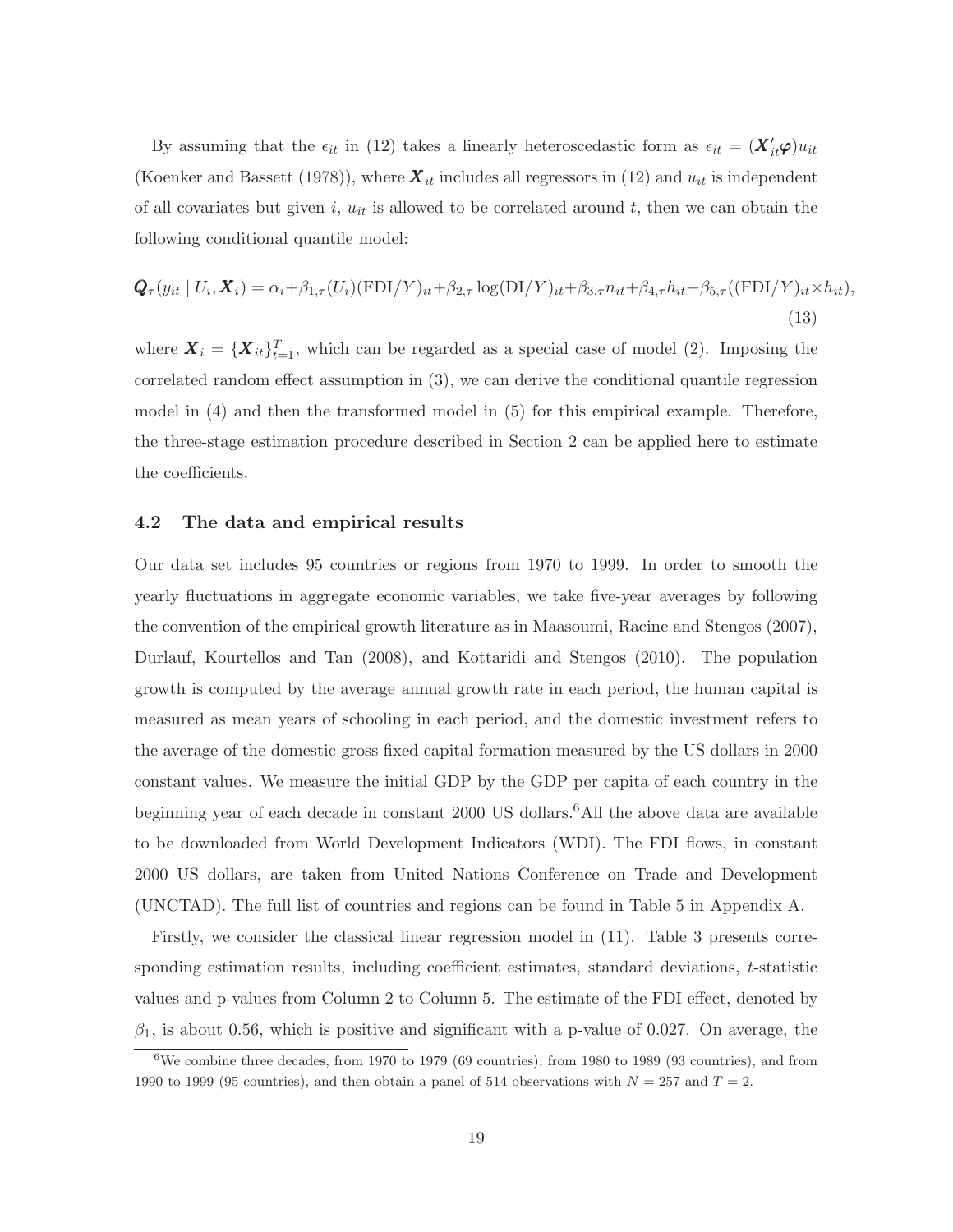By assuming that the $\epsilon_{it}$ in (12) takes a linearly heteroscedastic form as $\epsilon_{it} = (\boldsymbol{X}'_{it}\boldsymbol{\varphi})u_{it}$ (Koenker and Bassett (1978)), where $\boldsymbol{X}_{it}$ includes all regressors in (12) and $u_{it}$ is independent of all covariates but given $i$, $u_{it}$ is allowed to be correlated around $t$, then we can obtain the following conditional quantile model:

$$\boldsymbol{Q}_\tau(y_{it} \mid U_i, \boldsymbol{X}_i) = \alpha_i + \beta_{1,\tau}(U_i)(\text{FDI}/Y)_{it} + \beta_{2,\tau}\log(\text{DI}/Y)_{it} + \beta_{3,\tau}n_{it} + \beta_{4,\tau}h_{it} + \beta_{5,\tau}((\text{FDI}/Y)_{it} \times h_{it}), \tag{13}$$

where $\boldsymbol{X}_i = \{\boldsymbol{X}_{it}\}_{t=1}^T$, which can be regarded as a special case of model (2). Imposing the correlated random effect assumption in (3), we can derive the conditional quantile regression model in (4) and then the transformed model in (5) for this empirical example. Therefore, the three-stage estimation procedure described in Section 2 can be applied here to estimate the coefficients.

### 4.2 The data and empirical results

Our data set includes 95 countries or regions from 1970 to 1999. In order to smooth the yearly fluctuations in aggregate economic variables, we take five-year averages by following the convention of the empirical growth literature as in Maasoumi, Racine and Stengos (2007), Durlauf, Kourtellos and Tan (2008), and Kottaridi and Stengos (2010). The population growth is computed by the average annual growth rate in each period, the human capital is measured as mean years of schooling in each period, and the domestic investment refers to the average of the domestic gross fixed capital formation measured by the US dollars in 2000 constant values. We measure the initial GDP by the GDP per capita of each country in the beginning year of each decade in constant 2000 US dollars.[6] All the above data are available to be downloaded from World Development Indicators (WDI). The FDI flows, in constant 2000 US dollars, are taken from United Nations Conference on Trade and Development (UNCTAD). The full list of countries and regions can be found in Table 5 in Appendix A.

Firstly, we consider the classical linear regression model in (11). Table 3 presents corresponding estimation results, including coefficient estimates, standard deviations, $t$-statistic values and p-values from Column 2 to Column 5. The estimate of the FDI effect, denoted by $\beta_1$, is about 0.56, which is positive and significant with a p-value of 0.027. On average, the

[6] We combine three decades, from 1970 to 1979 (69 countries), from 1980 to 1989 (93 countries), and from 1990 to 1999 (95 countries), and then obtain a panel of 514 observations with $N = 257$ and $T = 2$.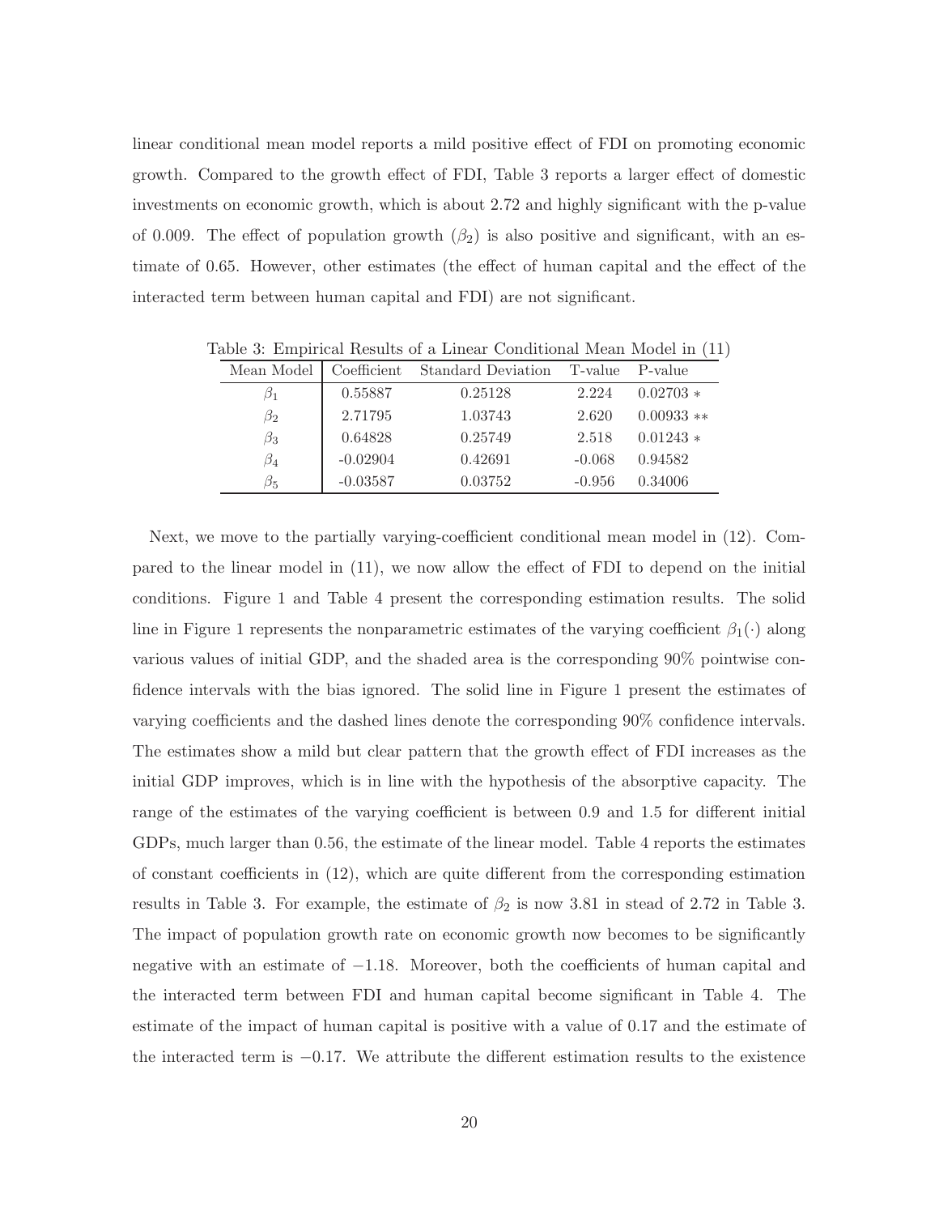linear conditional mean model reports a mild positive effect of FDI on promoting economic growth. Compared to the growth effect of FDI, Table 3 reports a larger effect of domestic investments on economic growth, which is about 2.72 and highly significant with the p-value of 0.009. The effect of population growth ($\beta_2$) is also positive and significant, with an estimate of 0.65. However, other estimates (the effect of human capital and the effect of the interacted term between human capital and FDI) are not significant.

Table 3: Empirical Results of a Linear Conditional Mean Model in (11)

| Mean Model | Coefficient | Standard Deviation | T-value | P-value |
|---|---|---|---|---|
| $\beta_1$ | 0.55887 | 0.25128 | 2.224 | 0.02703 $*$ |
| $\beta_2$ | 2.71795 | 1.03743 | 2.620 | 0.00933 $**$ |
| $\beta_3$ | 0.64828 | 0.25749 | 2.518 | 0.01243 $*$ |
| $\beta_4$ | -0.02904 | 0.42691 | -0.068 | 0.94582 |
| $\beta_5$ | -0.03587 | 0.03752 | -0.956 | 0.34006 |

Next, we move to the partially varying-coefficient conditional mean model in (12). Compared to the linear model in (11), we now allow the effect of FDI to depend on the initial conditions. Figure 1 and Table 4 present the corresponding estimation results. The solid line in Figure 1 represents the nonparametric estimates of the varying coefficient $\beta_1(\cdot)$ along various values of initial GDP, and the shaded area is the corresponding 90% pointwise confidence intervals with the bias ignored. The solid line in Figure 1 present the estimates of varying coefficients and the dashed lines denote the corresponding 90% confidence intervals. The estimates show a mild but clear pattern that the growth effect of FDI increases as the initial GDP improves, which is in line with the hypothesis of the absorptive capacity. The range of the estimates of the varying coefficient is between 0.9 and 1.5 for different initial GDPs, much larger than 0.56, the estimate of the linear model. Table 4 reports the estimates of constant coefficients in (12), which are quite different from the corresponding estimation results in Table 3. For example, the estimate of $\beta_2$ is now 3.81 in stead of 2.72 in Table 3. The impact of population growth rate on economic growth now becomes to be significantly negative with an estimate of $-1.18$. Moreover, both the coefficients of human capital and the interacted term between FDI and human capital become significant in Table 4. The estimate of the impact of human capital is positive with a value of 0.17 and the estimate of the interacted term is $-0.17$. We attribute the different estimation results to the existence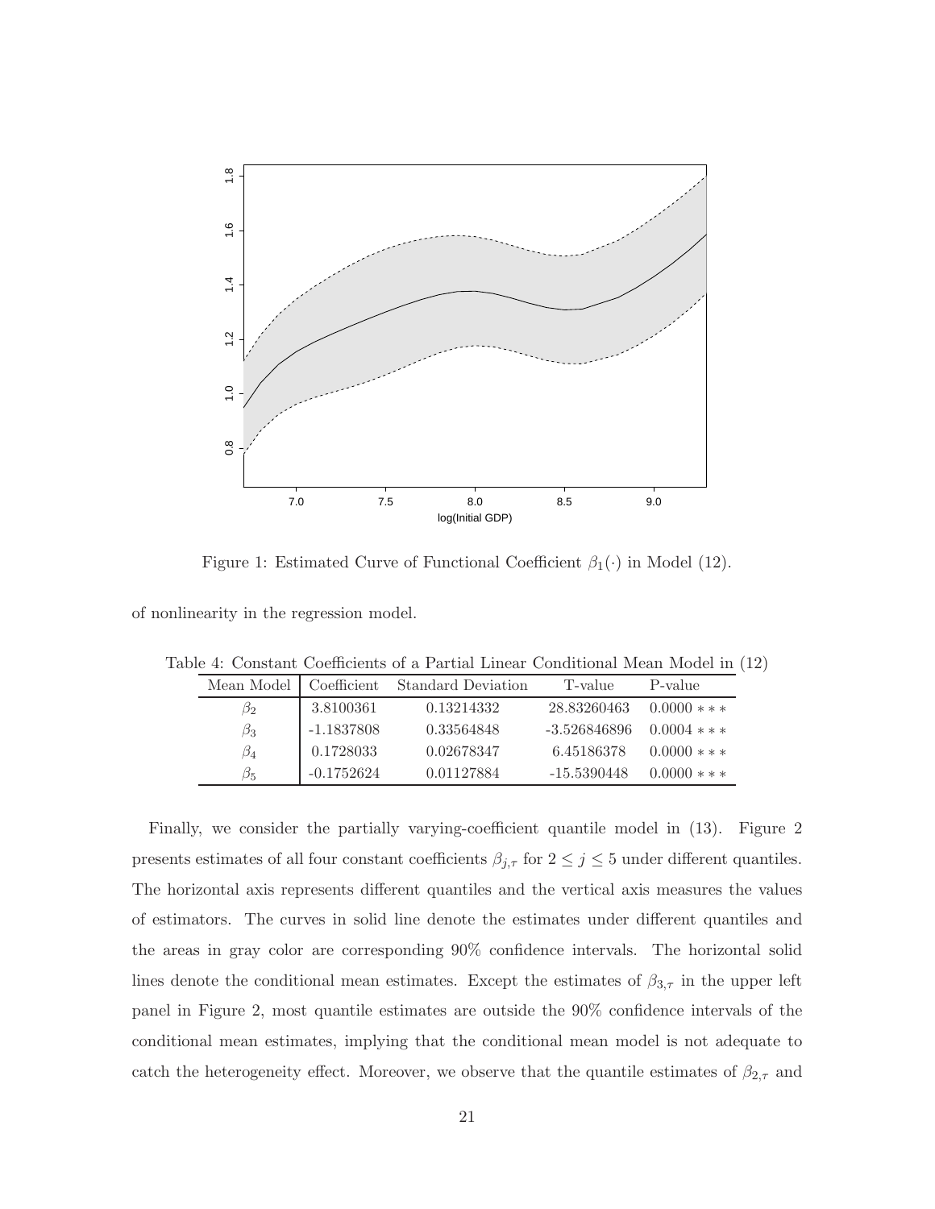Figure 1: Estimated Curve of Functional Coefficient $\beta_1(\cdot)$ in Model (12).

of nonlinearity in the regression model.

Table 4: Constant Coefficients of a Partial Linear Conditional Mean Model in (12)

| Mean Model | Coefficient | Standard Deviation | T-value | P-value |
|---|---|---|---|---|
| $\beta_2$ | 3.8100361 | 0.13214332 | 28.83260463 | 0.0000 $***$ |
| $\beta_3$ | -1.1837808 | 0.33564848 | -3.526846896 | 0.0004 $***$ |
| $\beta_4$ | 0.1728033 | 0.02678347 | 6.45186378 | 0.0000 $***$ |
| $\beta_5$ | -0.1752624 | 0.01127884 | -15.5390448 | 0.0000 $***$ |

Finally, we consider the partially varying-coefficient quantile model in (13). Figure 2 presents estimates of all four constant coefficients $\beta_{j,\tau}$ for $2 \leq j \leq 5$ under different quantiles. The horizontal axis represents different quantiles and the vertical axis measures the values of estimators. The curves in solid line denote the estimates under different quantiles and the areas in gray color are corresponding 90% confidence intervals. The horizontal solid lines denote the conditional mean estimates. Except the estimates of $\beta_{3,\tau}$ in the upper left panel in Figure 2, most quantile estimates are outside the 90% confidence intervals of the conditional mean estimates, implying that the conditional mean model is not adequate to catch the heterogeneity effect. Moreover, we observe that the quantile estimates of $\beta_{2,\tau}$ and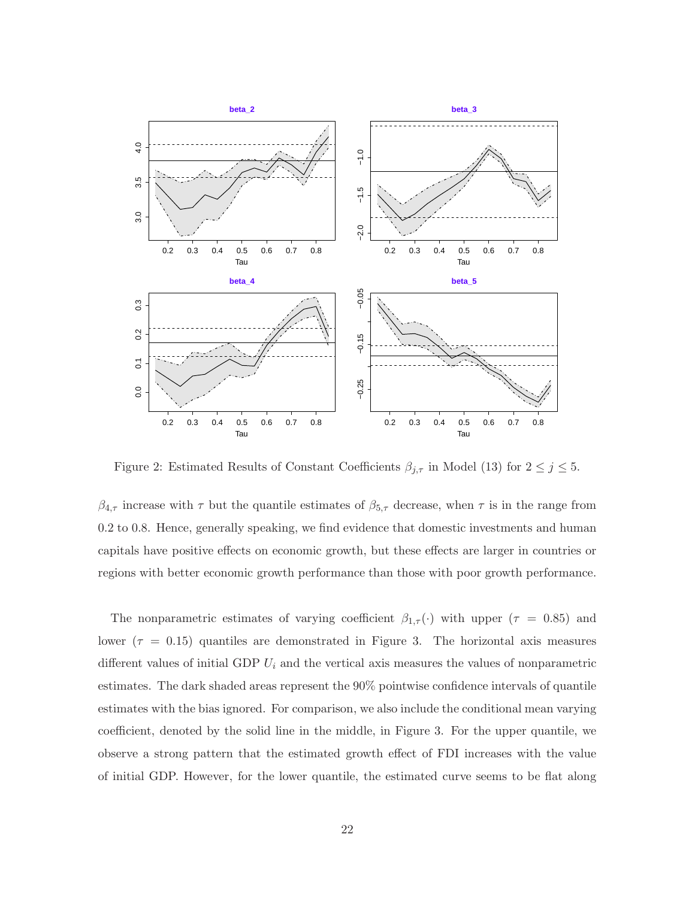Figure 2: Estimated Results of Constant Coefficients $\beta_{j,\tau}$ in Model (13) for $2 \le j \le 5$.

$\beta_{4,\tau}$ increase with $\tau$ but the quantile estimates of $\beta_{5,\tau}$ decrease, when $\tau$ is in the range from 0.2 to 0.8. Hence, generally speaking, we find evidence that domestic investments and human capitals have positive effects on economic growth, but these effects are larger in countries or regions with better economic growth performance than those with poor growth performance.

The nonparametric estimates of varying coefficient $\beta_{1,\tau}(\cdot)$ with upper ($\tau = 0.85$) and lower ($\tau = 0.15$) quantiles are demonstrated in Figure 3. The horizontal axis measures different values of initial GDP $U_i$ and the vertical axis measures the values of nonparametric estimates. The dark shaded areas represent the 90% pointwise confidence intervals of quantile estimates with the bias ignored. For comparison, we also include the conditional mean varying coefficient, denoted by the solid line in the middle, in Figure 3. For the upper quantile, we observe a strong pattern that the estimated growth effect of FDI increases with the value of initial GDP. However, for the lower quantile, the estimated curve seems to be flat along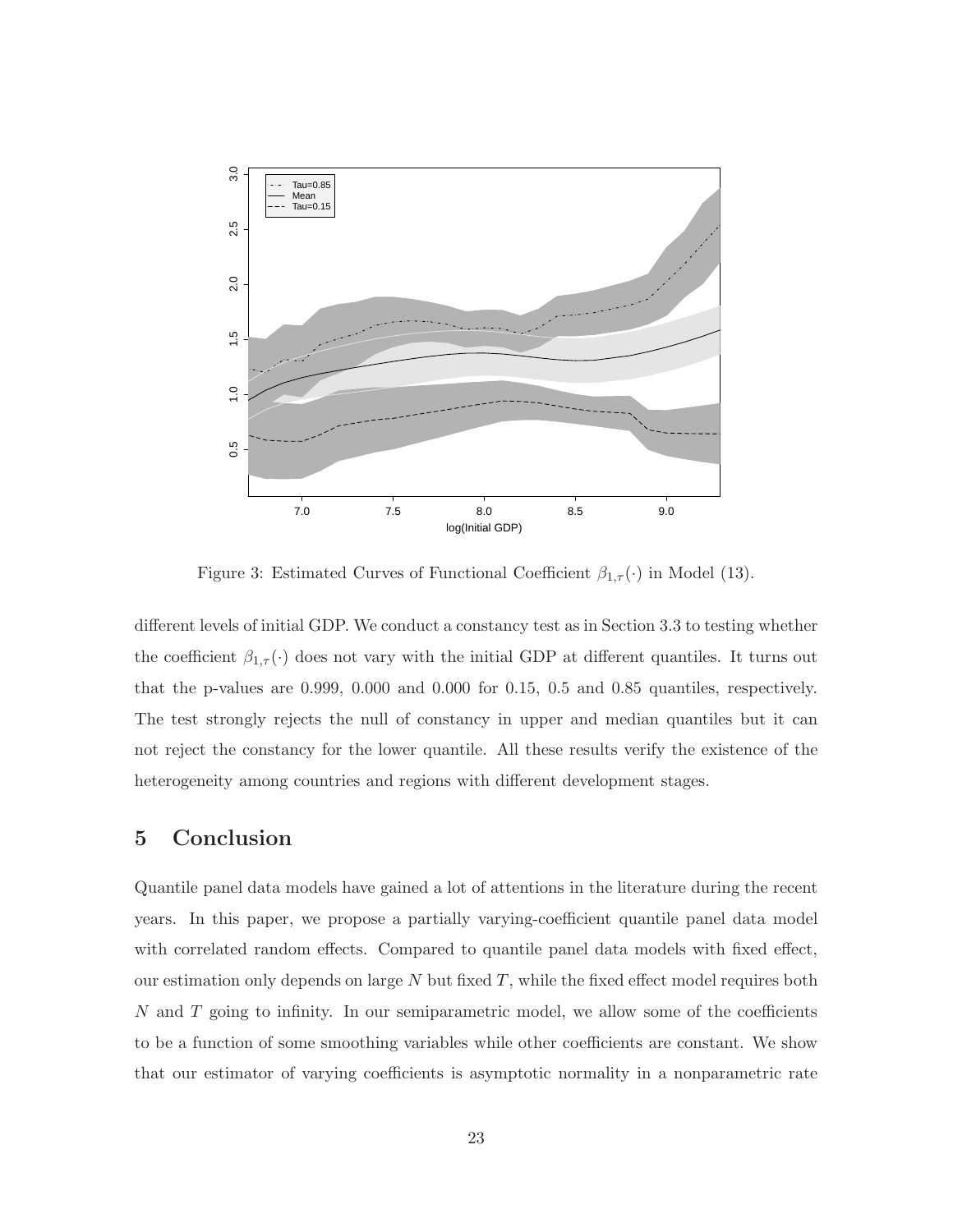Figure 3: Estimated Curves of Functional Coefficient $\beta_{1,\tau}(\cdot)$ in Model (13).

different levels of initial GDP. We conduct a constancy test as in Section 3.3 to testing whether the coefficient $\beta_{1,\tau}(\cdot)$ does not vary with the initial GDP at different quantiles. It turns out that the p-values are 0.999, 0.000 and 0.000 for 0.15, 0.5 and 0.85 quantiles, respectively. The test strongly rejects the null of constancy in upper and median quantiles but it can not reject the constancy for the lower quantile. All these results verify the existence of the heterogeneity among countries and regions with different development stages.

# 5 Conclusion

Quantile panel data models have gained a lot of attentions in the literature during the recent years. In this paper, we propose a partially varying-coefficient quantile panel data model with correlated random effects. Compared to quantile panel data models with fixed effect, our estimation only depends on large $N$ but fixed $T$, while the fixed effect model requires both $N$ and $T$ going to infinity. In our semiparametric model, we allow some of the coefficients to be a function of some smoothing variables while other coefficients are constant. We show that our estimator of varying coefficients is asymptotic normality in a nonparametric rate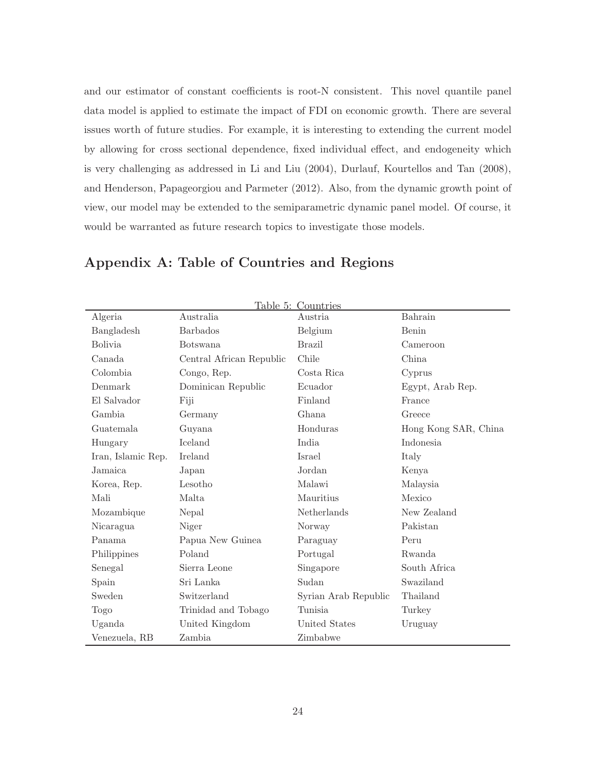and our estimator of constant coefficients is root-N consistent. This novel quantile panel data model is applied to estimate the impact of FDI on economic growth. There are several issues worth of future studies. For example, it is interesting to extending the current model by allowing for cross sectional dependence, fixed individual effect, and endogeneity which is very challenging as addressed in Li and Liu (2004), Durlauf, Kourtellos and Tan (2008), and Henderson, Papageorgiou and Parmeter (2012). Also, from the dynamic growth point of view, our model may be extended to the semiparametric dynamic panel model. Of course, it would be warranted as future research topics to investigate those models.

## Appendix A: Table of Countries and Regions

Table 5: Countries

| | | | |
|---|---|---|---|
| Algeria | Australia | Austria | Bahrain |
| Bangladesh | Barbados | Belgium | Benin |
| Bolivia | Botswana | Brazil | Cameroon |
| Canada | Central African Republic | Chile | China |
| Colombia | Congo, Rep. | Costa Rica | Cyprus |
| Denmark | Dominican Republic | Ecuador | Egypt, Arab Rep. |
| El Salvador | Fiji | Finland | France |
| Gambia | Germany | Ghana | Greece |
| Guatemala | Guyana | Honduras | Hong Kong SAR, China |
| Hungary | Iceland | India | Indonesia |
| Iran, Islamic Rep. | Ireland | Israel | Italy |
| Jamaica | Japan | Jordan | Kenya |
| Korea, Rep. | Lesotho | Malawi | Malaysia |
| Mali | Malta | Mauritius | Mexico |
| Mozambique | Nepal | Netherlands | New Zealand |
| Nicaragua | Niger | Norway | Pakistan |
| Panama | Papua New Guinea | Paraguay | Peru |
| Philippines | Poland | Portugal | Rwanda |
| Senegal | Sierra Leone | Singapore | South Africa |
| Spain | Sri Lanka | Sudan | Swaziland |
| Sweden | Switzerland | Syrian Arab Republic | Thailand |
| Togo | Trinidad and Tobago | Tunisia | Turkey |
| Uganda | United Kingdom | United States | Uruguay |
| Venezuela, RB | Zambia | Zimbabwe | |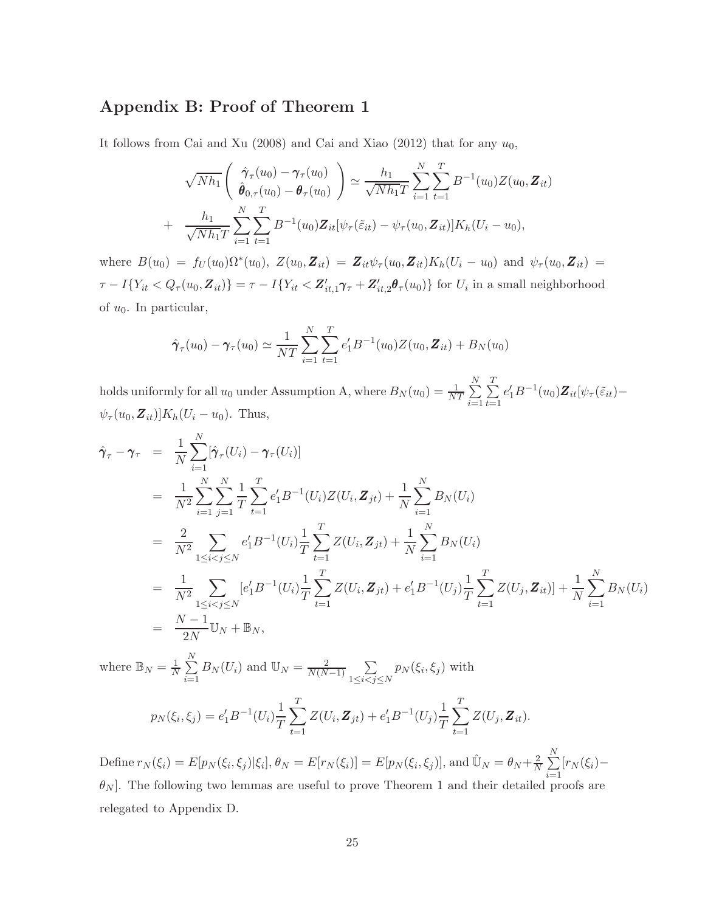## Appendix B: Proof of Theorem 1

It follows from Cai and Xu (2008) and Cai and Xiao (2012) that for any $u_0$,

$$
\sqrt{Nh_1}\begin{pmatrix} \hat{\boldsymbol{\gamma}}_\tau(u_0)-\boldsymbol{\gamma}_\tau(u_0) \\ \hat{\boldsymbol{\theta}}_{0,\tau}(u_0)-\boldsymbol{\theta}_\tau(u_0)\end{pmatrix} \simeq \frac{h_1}{\sqrt{Nh_1}T}\sum_{i=1}^{N}\sum_{t=1}^{T}B^{-1}(u_0)Z(u_0,\boldsymbol{Z}_{it})
$$

$$
+ \quad \frac{h_1}{\sqrt{Nh_1}T}\sum_{i=1}^{N}\sum_{t=1}^{T}B^{-1}(u_0)\boldsymbol{Z}_{it}[\psi_\tau(\tilde{\varepsilon}_{it})-\psi_\tau(u_0,\boldsymbol{Z}_{it})]K_h(U_i-u_0),
$$

where $B(u_0)=f_U(u_0)\Omega^*(u_0)$, $Z(u_0,\boldsymbol{Z}_{it})=\boldsymbol{Z}_{it}\psi_\tau(u_0,\boldsymbol{Z}_{it})K_h(U_i-u_0)$ and $\psi_\tau(u_0,\boldsymbol{Z}_{it})=\tau-I\{Y_{it}<Q_\tau(u_0,\boldsymbol{Z}_{it})\}=\tau-I\{Y_{it}<\boldsymbol{Z}_{it,1}'\boldsymbol{\gamma}_\tau+\boldsymbol{Z}_{it,2}'\boldsymbol{\theta}_\tau(u_0)\}$ for $U_i$ in a small neighborhood of $u_0$. In particular,

$$
\hat{\boldsymbol{\gamma}}_\tau(u_0)-\boldsymbol{\gamma}_\tau(u_0)\simeq\frac{1}{NT}\sum_{i=1}^{N}\sum_{t=1}^{T}e_1'B^{-1}(u_0)Z(u_0,\boldsymbol{Z}_{it})+B_N(u_0)
$$

holds uniformly for all $u_0$ under Assumption A, where $B_N(u_0)=\frac{1}{NT}\sum_{i=1}^{N}\sum_{t=1}^{T}e_1'B^{-1}(u_0)\boldsymbol{Z}_{it}[\psi_\tau(\tilde{\varepsilon}_{it})-\psi_\tau(u_0,\boldsymbol{Z}_{it})]K_h(U_i-u_0)$. Thus,

$$
\begin{aligned}
\hat{\boldsymbol{\gamma}}_\tau-\boldsymbol{\gamma}_\tau &= \frac{1}{N}\sum_{i=1}^{N}[\hat{\boldsymbol{\gamma}}_\tau(U_i)-\boldsymbol{\gamma}_\tau(U_i)] \\
&= \frac{1}{N^2}\sum_{i=1}^{N}\sum_{j=1}^{N}\frac{1}{T}\sum_{t=1}^{T}e_1'B^{-1}(U_i)Z(U_i,\boldsymbol{Z}_{jt})+\frac{1}{N}\sum_{i=1}^{N}B_N(U_i) \\
&= \frac{2}{N^2}\sum_{1\le i<j\le N}e_1'B^{-1}(U_i)\frac{1}{T}\sum_{t=1}^{T}Z(U_i,\boldsymbol{Z}_{jt})+\frac{1}{N}\sum_{i=1}^{N}B_N(U_i) \\
&= \frac{1}{N^2}\sum_{1\le i<j\le N}[e_1'B^{-1}(U_i)\frac{1}{T}\sum_{t=1}^{T}Z(U_i,\boldsymbol{Z}_{jt})+e_1'B^{-1}(U_j)\frac{1}{T}\sum_{t=1}^{T}Z(U_j,\boldsymbol{Z}_{it})]+\frac{1}{N}\sum_{i=1}^{N}B_N(U_i) \\
&= \frac{N-1}{2N}\mathbb{U}_N+\mathbb{B}_N,
\end{aligned}
$$

where $\mathbb{B}_N=\frac{1}{N}\sum_{i=1}^{N}B_N(U_i)$ and $\mathbb{U}_N=\frac{2}{N(N-1)}\sum_{1\le i<j\le N}p_N(\xi_i,\xi_j)$ with

$$
p_N(\xi_i,\xi_j)=e_1'B^{-1}(U_i)\frac{1}{T}\sum_{t=1}^{T}Z(U_i,\boldsymbol{Z}_{jt})+e_1'B^{-1}(U_j)\frac{1}{T}\sum_{t=1}^{T}Z(U_j,\boldsymbol{Z}_{it}).
$$

Define $r_N(\xi_i)=E[p_N(\xi_i,\xi_j)|\xi_i]$, $\theta_N=E[r_N(\xi_i)]=E[p_N(\xi_i,\xi_j)]$, and $\hat{\mathbb{U}}_N=\theta_N+\frac{2}{N}\sum_{i=1}^{N}[r_N(\xi_i)-\theta_N]$. The following two lemmas are useful to prove Theorem 1 and their detailed proofs are relegated to Appendix D.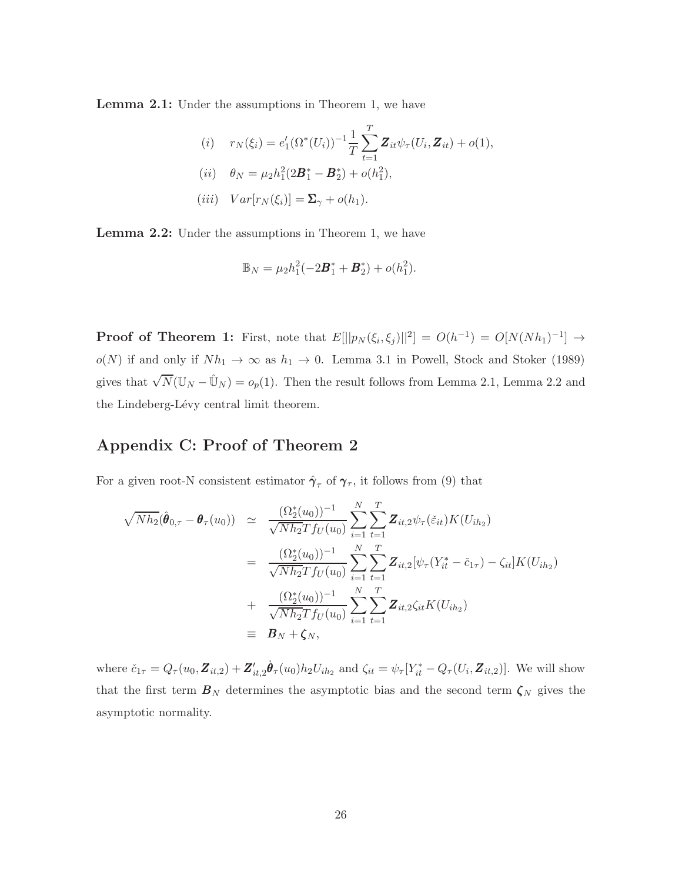**Lemma 2.1:** Under the assumptions in Theorem 1, we have

$$
\begin{aligned}
&(i) \quad r_N(\xi_i) = e_1'(\Omega^*(U_i))^{-1}\frac{1}{T}\sum_{t=1}^{T}\boldsymbol{Z}_{it}\psi_\tau(U_i, \boldsymbol{Z}_{it}) + o(1), \\
&(ii) \quad \theta_N = \mu_2 h_1^2(2\boldsymbol{B}_1^* - \boldsymbol{B}_2^*) + o(h_1^2), \\
&(iii) \quad Var[r_N(\xi_i)] = \boldsymbol{\Sigma}_\gamma + o(h_1).
\end{aligned}
$$

**Lemma 2.2:** Under the assumptions in Theorem 1, we have

$$
\mathbb{B}_N = \mu_2 h_1^2(-2\boldsymbol{B}_1^* + \boldsymbol{B}_2^*) + o(h_1^2).
$$

**Proof of Theorem 1:** First, note that $E[||p_N(\xi_i, \xi_j)||^2] = O(h^{-1}) = O[N(Nh_1)^{-1}] \to o(N)$ if and only if $Nh_1 \to \infty$ as $h_1 \to 0$. Lemma 3.1 in Powell, Stock and Stoker (1989) gives that $\sqrt{N}(\mathbb{U}_N - \hat{\mathbb{U}}_N) = o_p(1)$. Then the result follows from Lemma 2.1, Lemma 2.2 and the Lindeberg-Lévy central limit theorem.

## Appendix C: Proof of Theorem 2

For a given root-N consistent estimator $\hat{\boldsymbol{\gamma}}_\tau$ of $\boldsymbol{\gamma}_\tau$, it follows from (9) that

$$
\begin{aligned}
\sqrt{Nh_2}(\hat{\boldsymbol{\theta}}_{0,\tau} - \boldsymbol{\theta}_\tau(u_0)) &\simeq \frac{(\Omega_2^*(u_0))^{-1}}{\sqrt{Nh_2}Tf_U(u_0)}\sum_{i=1}^{N}\sum_{t=1}^{T}\boldsymbol{Z}_{it,2}\psi_\tau(\check{\varepsilon}_{it})K(U_{ih_2}) \\
&= \frac{(\Omega_2^*(u_0))^{-1}}{\sqrt{Nh_2}Tf_U(u_0)}\sum_{i=1}^{N}\sum_{t=1}^{T}\boldsymbol{Z}_{it,2}[\psi_\tau(Y_{it}^* - \check{c}_{1\tau}) - \zeta_{it}]K(U_{ih_2}) \\
&+ \frac{(\Omega_2^*(u_0))^{-1}}{\sqrt{Nh_2}Tf_U(u_0)}\sum_{i=1}^{N}\sum_{t=1}^{T}\boldsymbol{Z}_{it,2}\zeta_{it}K(U_{ih_2}) \\
&\equiv \boldsymbol{B}_N + \boldsymbol{\zeta}_N,
\end{aligned}
$$

where $\check{c}_{1\tau} = Q_\tau(u_0, \boldsymbol{Z}_{it,2}) + \boldsymbol{Z}_{it,2}'\dot{\boldsymbol{\theta}}_\tau(u_0)h_2U_{ih_2}$ and $\zeta_{it} = \psi_\tau[Y_{it}^* - Q_\tau(U_i, \boldsymbol{Z}_{it,2})]$. We will show that the first term $\boldsymbol{B}_N$ determines the asymptotic bias and the second term $\boldsymbol{\zeta}_N$ gives the asymptotic normality.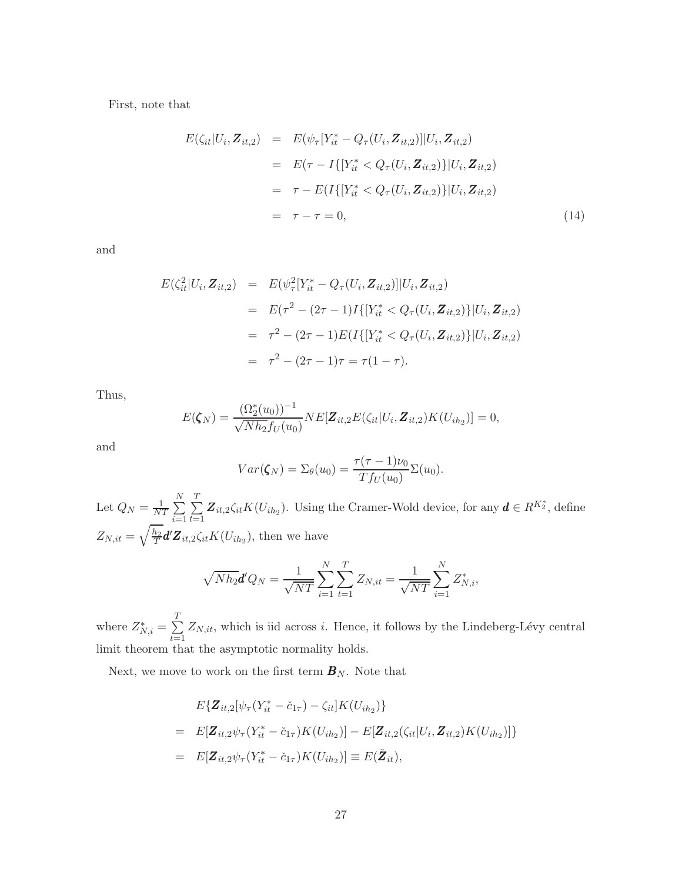First, note that

$$
\begin{aligned}
E(\zeta_{it}|U_i, \boldsymbol{Z}_{it,2}) &= E(\psi_\tau[Y_{it}^* - Q_\tau(U_i, \boldsymbol{Z}_{it,2})]|U_i, \boldsymbol{Z}_{it,2}) \\
&= E(\tau - I\{[Y_{it}^* < Q_\tau(U_i, \boldsymbol{Z}_{it,2})\}|U_i, \boldsymbol{Z}_{it,2}) \\
&= \tau - E(I\{[Y_{it}^* < Q_\tau(U_i, \boldsymbol{Z}_{it,2})\}|U_i, \boldsymbol{Z}_{it,2}) \\
&= \tau - \tau = 0, \qquad (14)
\end{aligned}
$$

and

$$
\begin{aligned}
E(\zeta_{it}^2|U_i, \boldsymbol{Z}_{it,2}) &= E(\psi_\tau^2[Y_{it}^* - Q_\tau(U_i, \boldsymbol{Z}_{it,2})]|U_i, \boldsymbol{Z}_{it,2}) \\
&= E(\tau^2 - (2\tau - 1)I\{[Y_{it}^* < Q_\tau(U_i, \boldsymbol{Z}_{it,2})\}|U_i, \boldsymbol{Z}_{it,2}) \\
&= \tau^2 - (2\tau - 1)E(I\{[Y_{it}^* < Q_\tau(U_i, \boldsymbol{Z}_{it,2})\}|U_i, \boldsymbol{Z}_{it,2}) \\
&= \tau^2 - (2\tau - 1)\tau = \tau(1 - \tau).
\end{aligned}
$$

Thus,

$$
E(\boldsymbol{\zeta}_N) = \frac{(\Omega_2^*(u_0))^{-1}}{\sqrt{Nh_2} f_U(u_0)} NE[\boldsymbol{Z}_{it,2} E(\zeta_{it}|U_i, \boldsymbol{Z}_{it,2}) K(U_{ih_2})] = 0,
$$

and

$$
Var(\boldsymbol{\zeta}_N) = \Sigma_\theta(u_0) = \frac{\tau(\tau - 1)\nu_0}{T f_U(u_0)} \Sigma(u_0).
$$

Let $Q_N = \frac{1}{NT} \sum_{i=1}^{N} \sum_{t=1}^{T} \boldsymbol{Z}_{it,2} \zeta_{it} K(U_{ih_2})$. Using the Cramer-Wold device, for any $\boldsymbol{d} \in R^{K_2^*}$, define $Z_{N,it} = \sqrt{\frac{h_2}{T}} \boldsymbol{d}' \boldsymbol{Z}_{it,2} \zeta_{it} K(U_{ih_2})$, then we have

$$
\sqrt{Nh_2} \boldsymbol{d}' Q_N = \frac{1}{\sqrt{NT}} \sum_{i=1}^{N} \sum_{t=1}^{T} Z_{N,it} = \frac{1}{\sqrt{NT}} \sum_{i=1}^{N} Z_{N,i}^*,
$$

where $Z_{N,i}^* = \sum_{t=1}^{T} Z_{N,it}$, which is iid across $i$. Hence, it follows by the Lindeberg-Lévy central limit theorem that the asymptotic normality holds.

Next, we move to work on the first term $\boldsymbol{B}_N$. Note that

$$
\begin{aligned}
& E\{\boldsymbol{Z}_{it,2}[\psi_\tau(Y_{it}^* - \check{c}_{1\tau}) - \zeta_{it}] K(U_{ih_2})\} \\
= \;& E[\boldsymbol{Z}_{it,2} \psi_\tau(Y_{it}^* - \check{c}_{1\tau}) K(U_{ih_2})] - E[\boldsymbol{Z}_{it,2}(\zeta_{it}|U_i, \boldsymbol{Z}_{it,2}) K(U_{ih_2})]\} \\
= \;& E[\boldsymbol{Z}_{it,2} \psi_\tau(Y_{it}^* - \check{c}_{1\tau}) K(U_{ih_2})] \equiv E(\check{\boldsymbol{Z}}_{it}),
\end{aligned}
$$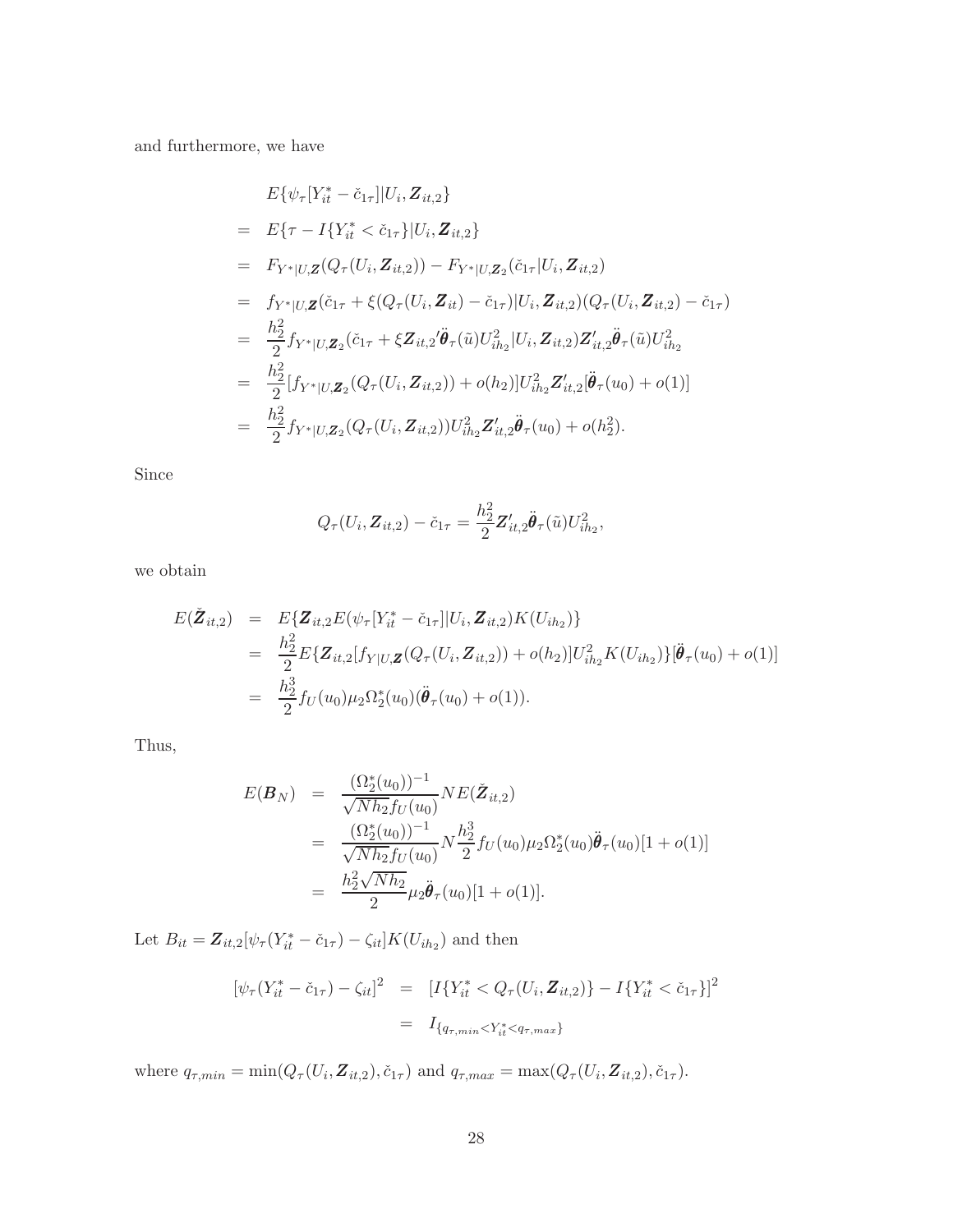and furthermore, we have

$$
\begin{aligned}
& E\{\psi_\tau[Y_{it}^* - \check{c}_{1\tau}]|U_i, \boldsymbol{Z}_{it,2}\} \\
= \;& E\{\tau - I\{Y_{it}^* < \check{c}_{1\tau}\}|U_i, \boldsymbol{Z}_{it,2}\} \\
= \;& F_{Y^*|U,\boldsymbol{Z}}(Q_\tau(U_i, \boldsymbol{Z}_{it,2})) - F_{Y^*|U,\boldsymbol{Z}_2}(\check{c}_{1\tau}|U_i, \boldsymbol{Z}_{it,2}) \\
= \;& f_{Y^*|U,\boldsymbol{Z}}(\check{c}_{1\tau} + \xi(Q_\tau(U_i, \boldsymbol{Z}_{it}) - \check{c}_{1\tau})|U_i, \boldsymbol{Z}_{it,2})(Q_\tau(U_i, \boldsymbol{Z}_{it,2}) - \check{c}_{1\tau}) \\
= \;& \frac{h_2^2}{2} f_{Y^*|U,\boldsymbol{Z}_2}(\check{c}_{1\tau} + \xi \boldsymbol{Z}_{it,2}{}' \ddot{\boldsymbol{\theta}}_\tau(\tilde{u}) U_{ih_2}^2 |U_i, \boldsymbol{Z}_{it,2}) \boldsymbol{Z}_{it,2}' \ddot{\boldsymbol{\theta}}_\tau(\tilde{u}) U_{ih_2}^2 \\
= \;& \frac{h_2^2}{2} [f_{Y^*|U,\boldsymbol{Z}_2}(Q_\tau(U_i, \boldsymbol{Z}_{it,2})) + o(h_2)] U_{ih_2}^2 \boldsymbol{Z}_{it,2}' [\ddot{\boldsymbol{\theta}}_\tau(u_0) + o(1)] \\
= \;& \frac{h_2^2}{2} f_{Y^*|U,\boldsymbol{Z}_2}(Q_\tau(U_i, \boldsymbol{Z}_{it,2})) U_{ih_2}^2 \boldsymbol{Z}_{it,2}' \ddot{\boldsymbol{\theta}}_\tau(u_0) + o(h_2^2).
\end{aligned}
$$

Since

$$
Q_\tau(U_i, \boldsymbol{Z}_{it,2}) - \check{c}_{1\tau} = \frac{h_2^2}{2} \boldsymbol{Z}_{it,2}' \ddot{\boldsymbol{\theta}}_\tau(\tilde{u}) U_{ih_2}^2,
$$

we obtain

$$
\begin{aligned}
E(\check{\boldsymbol{Z}}_{it,2}) &= E\{\boldsymbol{Z}_{it,2} E(\psi_\tau[Y_{it}^* - \check{c}_{1\tau}]|U_i, \boldsymbol{Z}_{it,2}) K(U_{ih_2})\} \\
&= \frac{h_2^2}{2} E\{\boldsymbol{Z}_{it,2}[f_{Y|U,\boldsymbol{Z}}(Q_\tau(U_i, \boldsymbol{Z}_{it,2})) + o(h_2)] U_{ih_2}^2 K(U_{ih_2})\}[\ddot{\boldsymbol{\theta}}_\tau(u_0) + o(1)] \\
&= \frac{h_2^3}{2} f_U(u_0) \mu_2 \Omega_2^*(u_0)(\ddot{\boldsymbol{\theta}}_\tau(u_0) + o(1)).
\end{aligned}
$$

Thus,

$$
\begin{aligned}
E(\boldsymbol{B}_N) &= \frac{(\Omega_2^*(u_0))^{-1}}{\sqrt{Nh_2} f_U(u_0)} N E(\check{\boldsymbol{Z}}_{it,2}) \\
&= \frac{(\Omega_2^*(u_0))^{-1}}{\sqrt{Nh_2} f_U(u_0)} N \frac{h_2^3}{2} f_U(u_0) \mu_2 \Omega_2^*(u_0) \ddot{\boldsymbol{\theta}}_\tau(u_0)[1 + o(1)] \\
&= \frac{h_2^2 \sqrt{Nh_2}}{2} \mu_2 \ddot{\boldsymbol{\theta}}_\tau(u_0)[1 + o(1)].
\end{aligned}
$$

Let $B_{it} = \boldsymbol{Z}_{it,2}[\psi_\tau(Y_{it}^* - \check{c}_{1\tau}) - \zeta_{it}] K(U_{ih_2})$ and then

$$
\begin{aligned}
[\psi_\tau(Y_{it}^* - \check{c}_{1\tau}) - \zeta_{it}]^2 &= [I\{Y_{it}^* < Q_\tau(U_i, \boldsymbol{Z}_{it,2})\} - I\{Y_{it}^* < \check{c}_{1\tau}\}]^2 \\
&= I_{\{q_{\tau,min} < Y_{it}^* < q_{\tau,max}\}}
\end{aligned}
$$

where $q_{\tau,min} = \min(Q_\tau(U_i, \boldsymbol{Z}_{it,2}), \check{c}_{1\tau})$ and $q_{\tau,max} = \max(Q_\tau(U_i, \boldsymbol{Z}_{it,2}), \check{c}_{1\tau})$.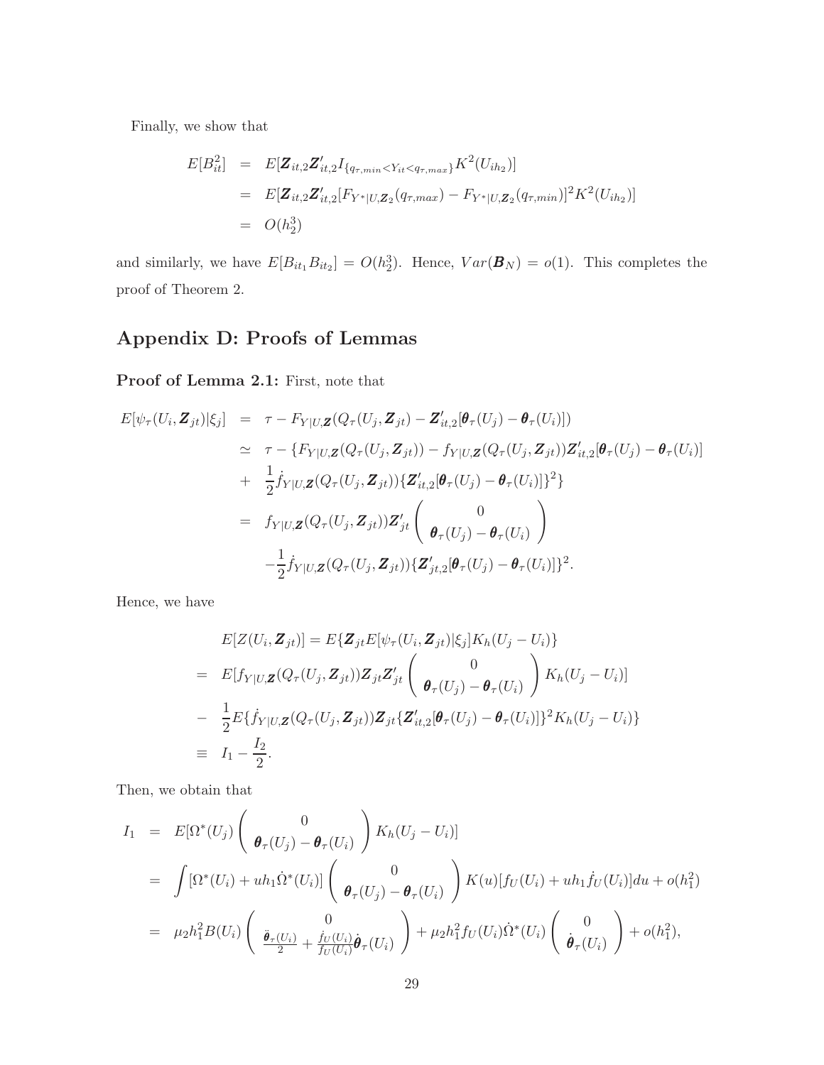Finally, we show that

$$
\begin{aligned}
E[B_{it}^2] &= E[\boldsymbol{Z}_{it,2}\boldsymbol{Z}_{it,2}' I_{\{q_{\tau,min}<Y_{it}<q_{\tau,max}\}} K^2(U_{ih_2})] \\
&= E[\boldsymbol{Z}_{it,2}\boldsymbol{Z}_{it,2}'[F_{Y^*|U,\boldsymbol{Z}_2}(q_{\tau,max}) - F_{Y^*|U,\boldsymbol{Z}_2}(q_{\tau,min})]^2 K^2(U_{ih_2})] \\
&= O(h_2^3)
\end{aligned}
$$

and similarly, we have $E[B_{it_1}B_{it_2}] = O(h_2^3)$. Hence, $Var(\boldsymbol{B}_N) = o(1)$. This completes the proof of Theorem 2.

## Appendix D: Proofs of Lemmas

**Proof of Lemma 2.1:** First, note that

$$
\begin{aligned}
E[\psi_\tau(U_i, \boldsymbol{Z}_{jt})|\xi_j] &= \tau - F_{Y|U,\boldsymbol{Z}}(Q_\tau(U_j, \boldsymbol{Z}_{jt}) - \boldsymbol{Z}_{it,2}'[\boldsymbol{\theta}_\tau(U_j) - \boldsymbol{\theta}_\tau(U_i)]) \\
&\simeq \tau - \{F_{Y|U,\boldsymbol{Z}}(Q_\tau(U_j, \boldsymbol{Z}_{jt})) - f_{Y|U,\boldsymbol{Z}}(Q_\tau(U_j, \boldsymbol{Z}_{jt}))\boldsymbol{Z}_{it,2}'[\boldsymbol{\theta}_\tau(U_j) - \boldsymbol{\theta}_\tau(U_i)] \\
&+ \frac{1}{2}\dot{f}_{Y|U,\boldsymbol{Z}}(Q_\tau(U_j, \boldsymbol{Z}_{jt}))\{\boldsymbol{Z}_{it,2}'[\boldsymbol{\theta}_\tau(U_j) - \boldsymbol{\theta}_\tau(U_i)]\}^2\} \\
&= f_{Y|U,\boldsymbol{Z}}(Q_\tau(U_j, \boldsymbol{Z}_{jt}))\boldsymbol{Z}_{jt}' \begin{pmatrix} 0 \\ \boldsymbol{\theta}_\tau(U_j) - \boldsymbol{\theta}_\tau(U_i) \end{pmatrix} \\
&\quad - \frac{1}{2}\dot{f}_{Y|U,\boldsymbol{Z}}(Q_\tau(U_j, \boldsymbol{Z}_{jt}))\{\boldsymbol{Z}_{jt,2}'[\boldsymbol{\theta}_\tau(U_j) - \boldsymbol{\theta}_\tau(U_i)]\}^2.
\end{aligned}
$$

Hence, we have

$$
\begin{aligned}
& E[Z(U_i, \boldsymbol{Z}_{jt})] = E\{\boldsymbol{Z}_{jt} E[\psi_\tau(U_i, \boldsymbol{Z}_{jt})|\xi_j] K_h(U_j - U_i)\} \\
=\ & E[f_{Y|U,\boldsymbol{Z}}(Q_\tau(U_j, \boldsymbol{Z}_{jt}))\boldsymbol{Z}_{jt}\boldsymbol{Z}_{jt}' \begin{pmatrix} 0 \\ \boldsymbol{\theta}_\tau(U_j) - \boldsymbol{\theta}_\tau(U_i) \end{pmatrix} K_h(U_j - U_i)] \\
-\ & \frac{1}{2}E\{\dot{f}_{Y|U,\boldsymbol{Z}}(Q_\tau(U_j, \boldsymbol{Z}_{jt}))\boldsymbol{Z}_{jt}\{\boldsymbol{Z}_{it,2}'[\boldsymbol{\theta}_\tau(U_j) - \boldsymbol{\theta}_\tau(U_i)]\}^2 K_h(U_j - U_i)\} \\
\equiv\ & I_1 - \frac{I_2}{2}.
\end{aligned}
$$

Then, we obtain that

$$
\begin{aligned}
I_1 &= E[\Omega^*(U_j) \begin{pmatrix} 0 \\ \boldsymbol{\theta}_\tau(U_j) - \boldsymbol{\theta}_\tau(U_i) \end{pmatrix} K_h(U_j - U_i)] \\
&= \int [\Omega^*(U_i) + uh_1\dot{\Omega}^*(U_i)] \begin{pmatrix} 0 \\ \boldsymbol{\theta}_\tau(U_j) - \boldsymbol{\theta}_\tau(U_i) \end{pmatrix} K(u)[f_U(U_i) + uh_1\dot{f}_U(U_i)]du + o(h_1^2) \\
&= \mu_2 h_1^2 B(U_i) \begin{pmatrix} 0 \\ \frac{\ddot{\boldsymbol{\theta}}_\tau(U_i)}{2} + \frac{\dot{f}_U(U_i)}{f_U(U_i)}\dot{\boldsymbol{\theta}}_\tau(U_i) \end{pmatrix} + \mu_2 h_1^2 f_U(U_i)\dot{\Omega}^*(U_i) \begin{pmatrix} 0 \\ \dot{\boldsymbol{\theta}}_\tau(U_i) \end{pmatrix} + o(h_1^2),
\end{aligned}
$$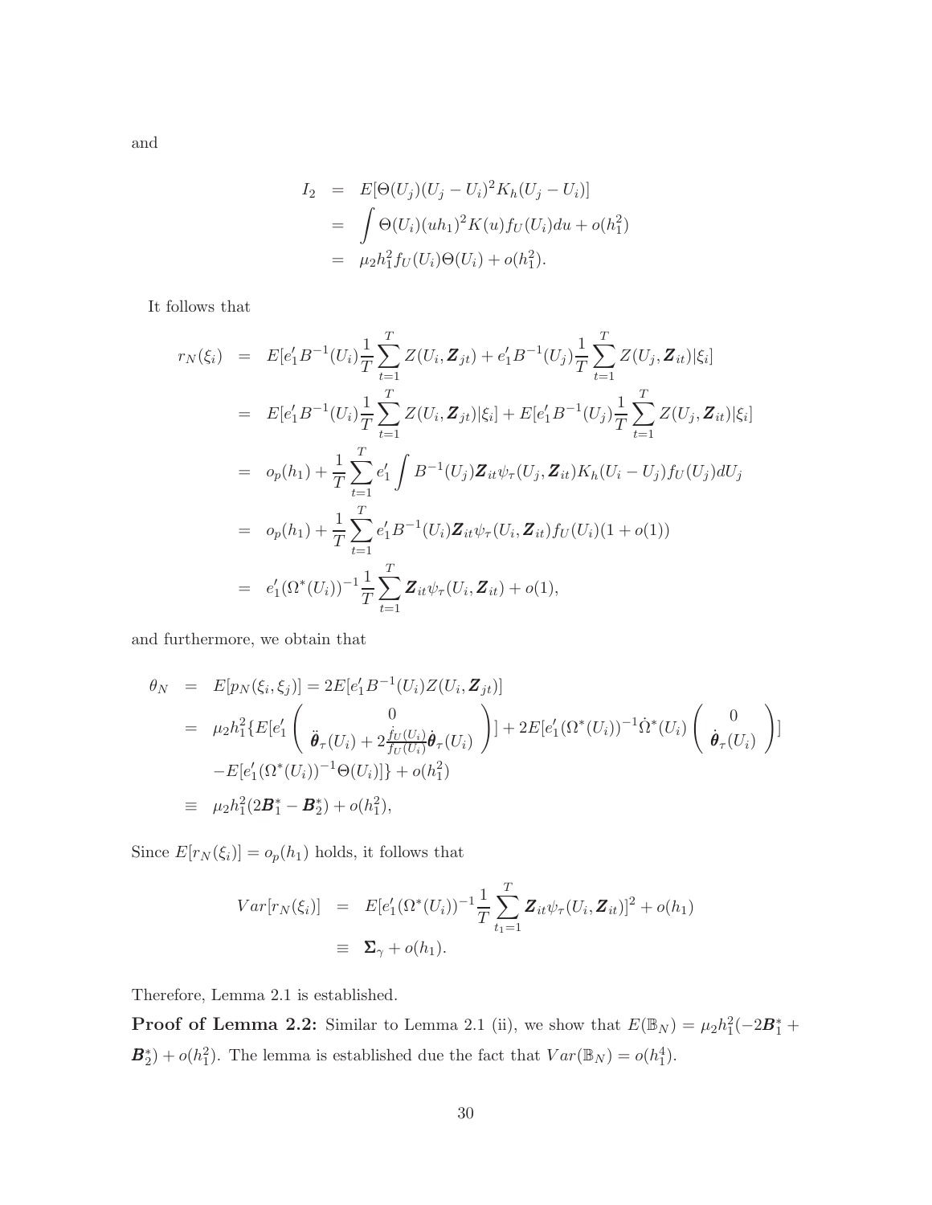and

$$
\begin{aligned}
I_2 &= E[\Theta(U_j)(U_j - U_i)^2 K_h(U_j - U_i)] \\
&= \int \Theta(U_i)(uh_1)^2 K(u) f_U(U_i) du + o(h_1^2) \\
&= \mu_2 h_1^2 f_U(U_i)\Theta(U_i) + o(h_1^2).
\end{aligned}
$$

It follows that

$$
\begin{aligned}
r_N(\xi_i) &= E[e_1' B^{-1}(U_i)\frac{1}{T}\sum_{t=1}^{T} Z(U_i, \boldsymbol{Z}_{jt}) + e_1' B^{-1}(U_j)\frac{1}{T}\sum_{t=1}^{T} Z(U_j, \boldsymbol{Z}_{it})|\xi_i] \\
&= E[e_1' B^{-1}(U_i)\frac{1}{T}\sum_{t=1}^{T} Z(U_i, \boldsymbol{Z}_{jt})|\xi_i] + E[e_1' B^{-1}(U_j)\frac{1}{T}\sum_{t=1}^{T} Z(U_j, \boldsymbol{Z}_{it})|\xi_i] \\
&= o_p(h_1) + \frac{1}{T}\sum_{t=1}^{T} e_1' \int B^{-1}(U_j)\boldsymbol{Z}_{it}\psi_\tau(U_j, \boldsymbol{Z}_{it})K_h(U_i - U_j) f_U(U_j) dU_j \\
&= o_p(h_1) + \frac{1}{T}\sum_{t=1}^{T} e_1' B^{-1}(U_i)\boldsymbol{Z}_{it}\psi_\tau(U_i, \boldsymbol{Z}_{it}) f_U(U_i)(1 + o(1)) \\
&= e_1'(\Omega^*(U_i))^{-1}\frac{1}{T}\sum_{t=1}^{T} \boldsymbol{Z}_{it}\psi_\tau(U_i, \boldsymbol{Z}_{it}) + o(1),
\end{aligned}
$$

and furthermore, we obtain that

$$
\begin{aligned}
\theta_N &= E[p_N(\xi_i, \xi_j)] = 2E[e_1' B^{-1}(U_i) Z(U_i, \boldsymbol{Z}_{jt})] \\
&= \mu_2 h_1^2 \{E[e_1' \begin{pmatrix} 0 \\ \ddot{\boldsymbol{\theta}}_\tau(U_i) + 2\frac{\dot{f}_U(U_i)}{f_U(U_i)}\dot{\boldsymbol{\theta}}_\tau(U_i) \end{pmatrix}] + 2E[e_1'(\Omega^*(U_i))^{-1}\dot{\Omega}^*(U_i) \begin{pmatrix} 0 \\ \dot{\boldsymbol{\theta}}_\tau(U_i) \end{pmatrix}] \\
&\quad - E[e_1'(\Omega^*(U_i))^{-1}\Theta(U_i)]\} + o(h_1^2) \\
&\equiv \mu_2 h_1^2 (2\boldsymbol{B}_1^* - \boldsymbol{B}_2^*) + o(h_1^2),
\end{aligned}
$$

Since $E[r_N(\xi_i)] = o_p(h_1)$ holds, it follows that

$$
\begin{aligned}
Var[r_N(\xi_i)] &= E[e_1'(\Omega^*(U_i))^{-1}\frac{1}{T}\sum_{t_1=1}^{T} \boldsymbol{Z}_{it}\psi_\tau(U_i, \boldsymbol{Z}_{it})]^2 + o(h_1) \\
&\equiv \boldsymbol{\Sigma}_\gamma + o(h_1).
\end{aligned}
$$

Therefore, Lemma 2.1 is established.

**Proof of Lemma 2.2:** Similar to Lemma 2.1 (ii), we show that $E(\mathbb{B}_N) = \mu_2 h_1^2(-2\boldsymbol{B}_1^* + \boldsymbol{B}_2^*) + o(h_1^2)$. The lemma is established due the fact that $Var(\mathbb{B}_N) = o(h_1^4)$.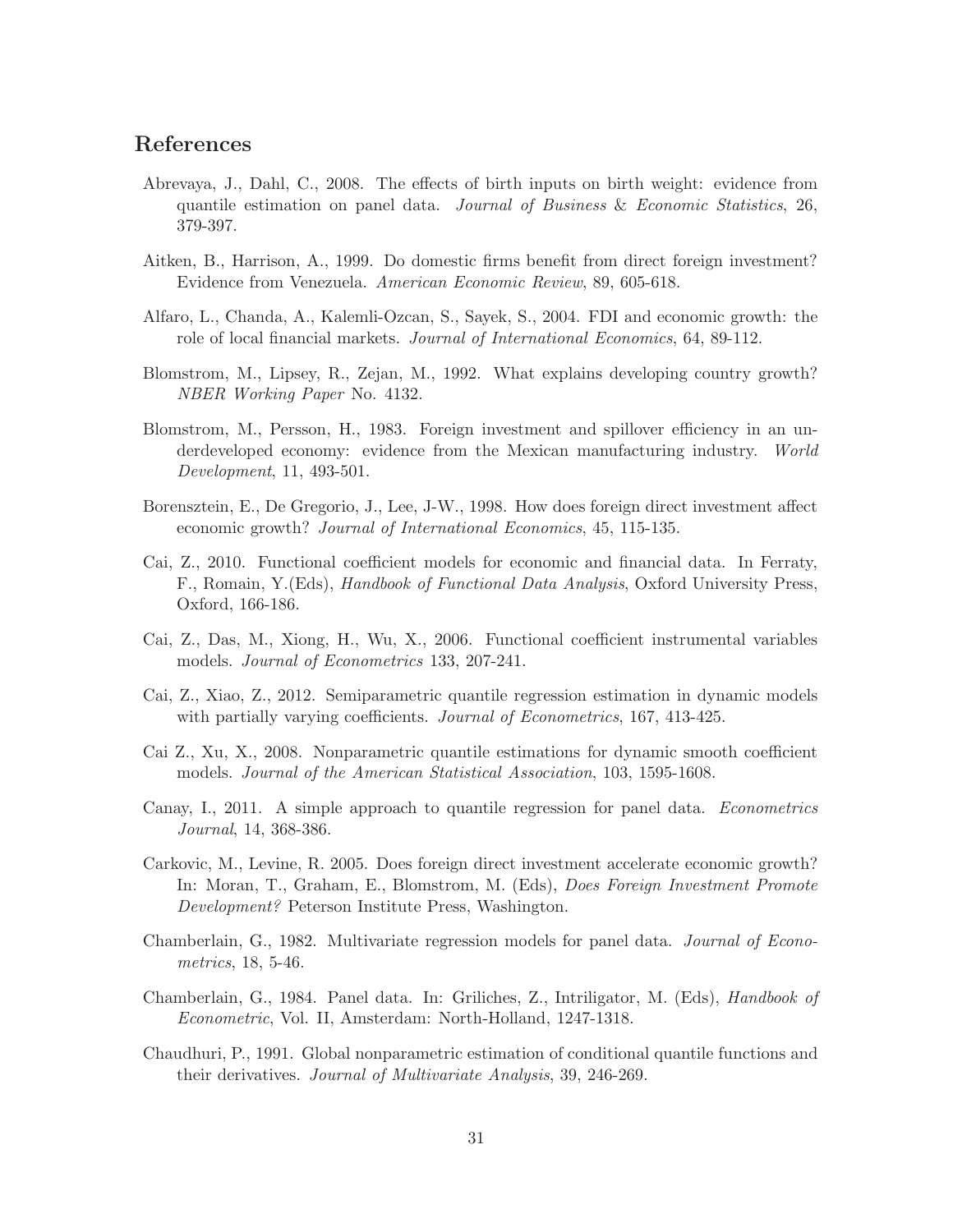## References

Abrevaya, J., Dahl, C., 2008. The effects of birth inputs on birth weight: evidence from quantile estimation on panel data. *Journal of Business & Economic Statistics*, 26, 379-397.

Aitken, B., Harrison, A., 1999. Do domestic firms benefit from direct foreign investment? Evidence from Venezuela. *American Economic Review*, 89, 605-618.

Alfaro, L., Chanda, A., Kalemli-Ozcan, S., Sayek, S., 2004. FDI and economic growth: the role of local financial markets. *Journal of International Economics*, 64, 89-112.

Blomstrom, M., Lipsey, R., Zejan, M., 1992. What explains developing country growth? *NBER Working Paper* No. 4132.

Blomstrom, M., Persson, H., 1983. Foreign investment and spillover efficiency in an underdeveloped economy: evidence from the Mexican manufacturing industry. *World Development*, 11, 493-501.

Borensztein, E., De Gregorio, J., Lee, J-W., 1998. How does foreign direct investment affect economic growth? *Journal of International Economics*, 45, 115-135.

Cai, Z., 2010. Functional coefficient models for economic and financial data. In Ferraty, F., Romain, Y.(Eds), *Handbook of Functional Data Analysis*, Oxford University Press, Oxford, 166-186.

Cai, Z., Das, M., Xiong, H., Wu, X., 2006. Functional coefficient instrumental variables models. *Journal of Econometrics* 133, 207-241.

Cai, Z., Xiao, Z., 2012. Semiparametric quantile regression estimation in dynamic models with partially varying coefficients. *Journal of Econometrics*, 167, 413-425.

Cai Z., Xu, X., 2008. Nonparametric quantile estimations for dynamic smooth coefficient models. *Journal of the American Statistical Association*, 103, 1595-1608.

Canay, I., 2011. A simple approach to quantile regression for panel data. *Econometrics Journal*, 14, 368-386.

Carkovic, M., Levine, R. 2005. Does foreign direct investment accelerate economic growth? In: Moran, T., Graham, E., Blomstrom, M. (Eds), *Does Foreign Investment Promote Development?* Peterson Institute Press, Washington.

Chamberlain, G., 1982. Multivariate regression models for panel data. *Journal of Econometrics*, 18, 5-46.

Chamberlain, G., 1984. Panel data. In: Griliches, Z., Intriligator, M. (Eds), *Handbook of Econometric*, Vol. II, Amsterdam: North-Holland, 1247-1318.

Chaudhuri, P., 1991. Global nonparametric estimation of conditional quantile functions and their derivatives. *Journal of Multivariate Analysis*, 39, 246-269.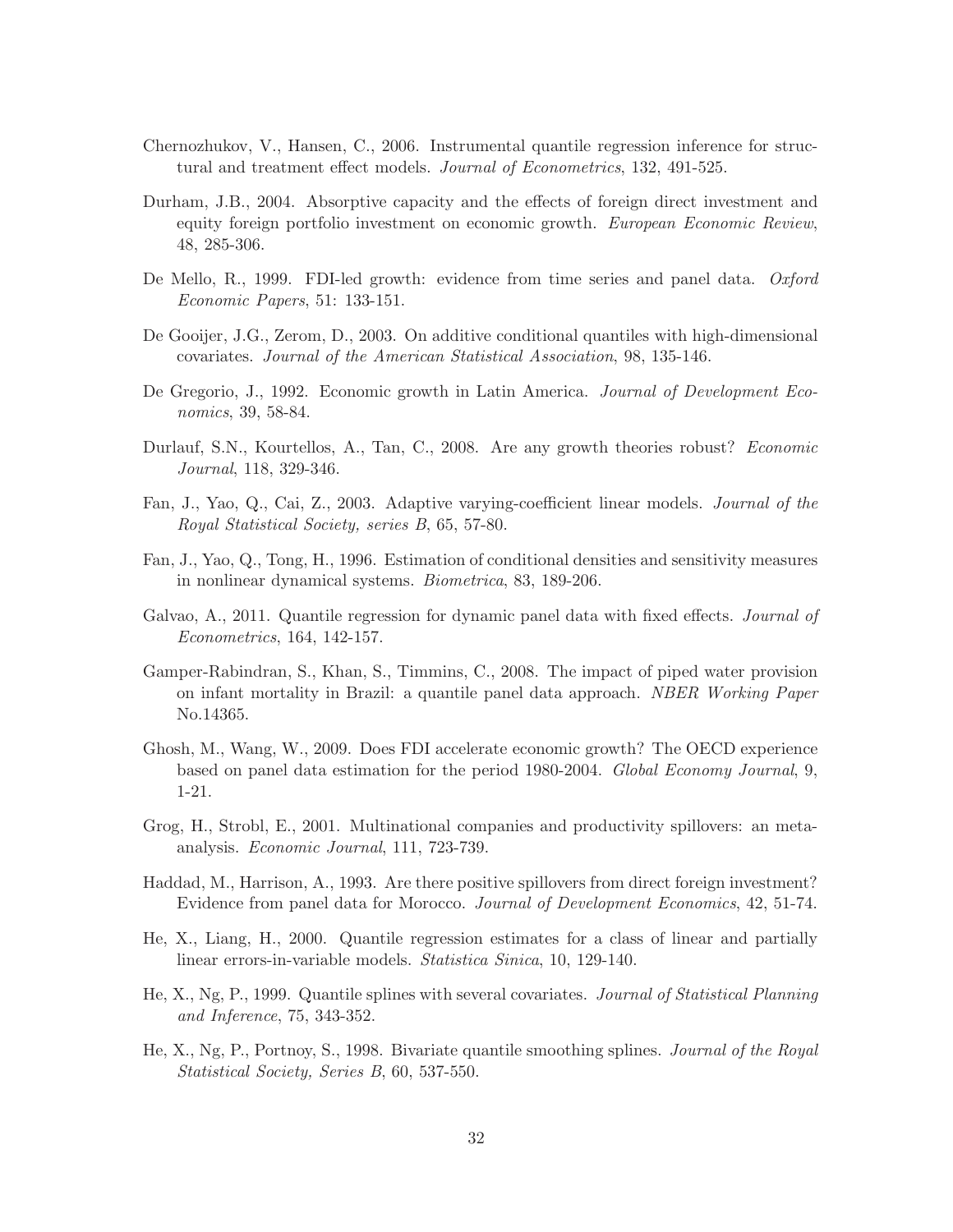Chernozhukov, V., Hansen, C., 2006. Instrumental quantile regression inference for structural and treatment effect models. *Journal of Econometrics*, 132, 491-525.

Durham, J.B., 2004. Absorptive capacity and the effects of foreign direct investment and equity foreign portfolio investment on economic growth. *European Economic Review*, 48, 285-306.

De Mello, R., 1999. FDI-led growth: evidence from time series and panel data. *Oxford Economic Papers*, 51: 133-151.

De Gooijer, J.G., Zerom, D., 2003. On additive conditional quantiles with high-dimensional covariates. *Journal of the American Statistical Association*, 98, 135-146.

De Gregorio, J., 1992. Economic growth in Latin America. *Journal of Development Economics*, 39, 58-84.

Durlauf, S.N., Kourtellos, A., Tan, C., 2008. Are any growth theories robust? *Economic Journal*, 118, 329-346.

Fan, J., Yao, Q., Cai, Z., 2003. Adaptive varying-coefficient linear models. *Journal of the Royal Statistical Society, series B*, 65, 57-80.

Fan, J., Yao, Q., Tong, H., 1996. Estimation of conditional densities and sensitivity measures in nonlinear dynamical systems. *Biometrica*, 83, 189-206.

Galvao, A., 2011. Quantile regression for dynamic panel data with fixed effects. *Journal of Econometrics*, 164, 142-157.

Gamper-Rabindran, S., Khan, S., Timmins, C., 2008. The impact of piped water provision on infant mortality in Brazil: a quantile panel data approach. *NBER Working Paper* No.14365.

Ghosh, M., Wang, W., 2009. Does FDI accelerate economic growth? The OECD experience based on panel data estimation for the period 1980-2004. *Global Economy Journal*, 9, 1-21.

Grog, H., Strobl, E., 2001. Multinational companies and productivity spillovers: an meta-analysis. *Economic Journal*, 111, 723-739.

Haddad, M., Harrison, A., 1993. Are there positive spillovers from direct foreign investment? Evidence from panel data for Morocco. *Journal of Development Economics*, 42, 51-74.

He, X., Liang, H., 2000. Quantile regression estimates for a class of linear and partially linear errors-in-variable models. *Statistica Sinica*, 10, 129-140.

He, X., Ng, P., 1999. Quantile splines with several covariates. *Journal of Statistical Planning and Inference*, 75, 343-352.

He, X., Ng, P., Portnoy, S., 1998. Bivariate quantile smoothing splines. *Journal of the Royal Statistical Society, Series B*, 60, 537-550.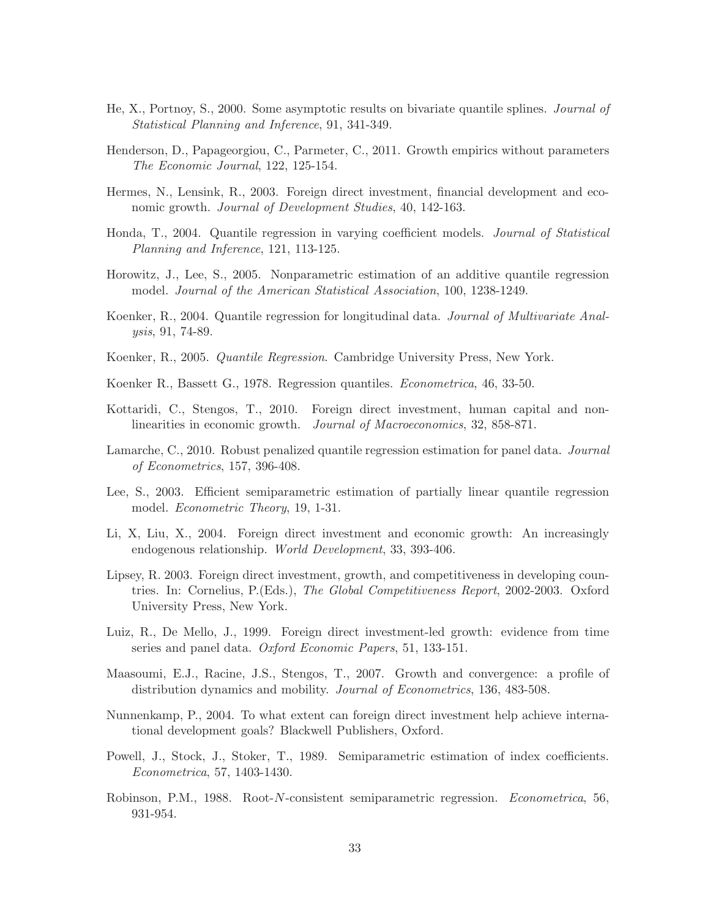He, X., Portnoy, S., 2000. Some asymptotic results on bivariate quantile splines. *Journal of Statistical Planning and Inference*, 91, 341-349.

Henderson, D., Papageorgiou, C., Parmeter, C., 2011. Growth empirics without parameters *The Economic Journal*, 122, 125-154.

Hermes, N., Lensink, R., 2003. Foreign direct investment, financial development and economic growth. *Journal of Development Studies*, 40, 142-163.

Honda, T., 2004. Quantile regression in varying coefficient models. *Journal of Statistical Planning and Inference*, 121, 113-125.

Horowitz, J., Lee, S., 2005. Nonparametric estimation of an additive quantile regression model. *Journal of the American Statistical Association*, 100, 1238-1249.

Koenker, R., 2004. Quantile regression for longitudinal data. *Journal of Multivariate Analysis*, 91, 74-89.

Koenker, R., 2005. *Quantile Regression*. Cambridge University Press, New York.

Koenker R., Bassett G., 1978. Regression quantiles. *Econometrica*, 46, 33-50.

Kottaridi, C., Stengos, T., 2010. Foreign direct investment, human capital and non-linearities in economic growth. *Journal of Macroeconomics*, 32, 858-871.

Lamarche, C., 2010. Robust penalized quantile regression estimation for panel data. *Journal of Econometrics*, 157, 396-408.

Lee, S., 2003. Efficient semiparametric estimation of partially linear quantile regression model. *Econometric Theory*, 19, 1-31.

Li, X, Liu, X., 2004. Foreign direct investment and economic growth: An increasingly endogenous relationship. *World Development*, 33, 393-406.

Lipsey, R. 2003. Foreign direct investment, growth, and competitiveness in developing countries. In: Cornelius, P.(Eds.), *The Global Competitiveness Report*, 2002-2003. Oxford University Press, New York.

Luiz, R., De Mello, J., 1999. Foreign direct investment-led growth: evidence from time series and panel data. *Oxford Economic Papers*, 51, 133-151.

Maasoumi, E.J., Racine, J.S., Stengos, T., 2007. Growth and convergence: a profile of distribution dynamics and mobility. *Journal of Econometrics*, 136, 483-508.

Nunnenkamp, P., 2004. To what extent can foreign direct investment help achieve international development goals? Blackwell Publishers, Oxford.

Powell, J., Stock, J., Stoker, T., 1989. Semiparametric estimation of index coefficients. *Econometrica*, 57, 1403-1430.

Robinson, P.M., 1988. Root-$N$-consistent semiparametric regression. *Econometrica*, 56, 931-954.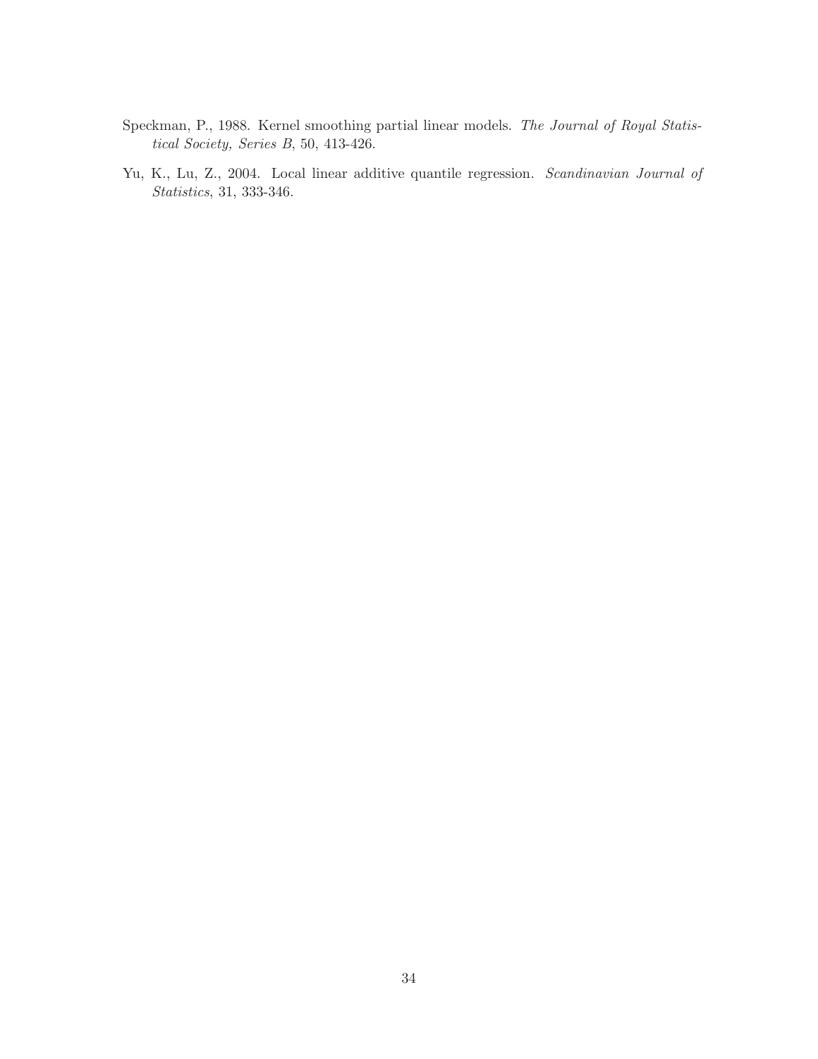Speckman, P., 1988. Kernel smoothing partial linear models. *The Journal of Royal Statistical Society, Series B*, 50, 413-426.

Yu, K., Lu, Z., 2004. Local linear additive quantile regression. *Scandinavian Journal of Statistics*, 31, 333-346.